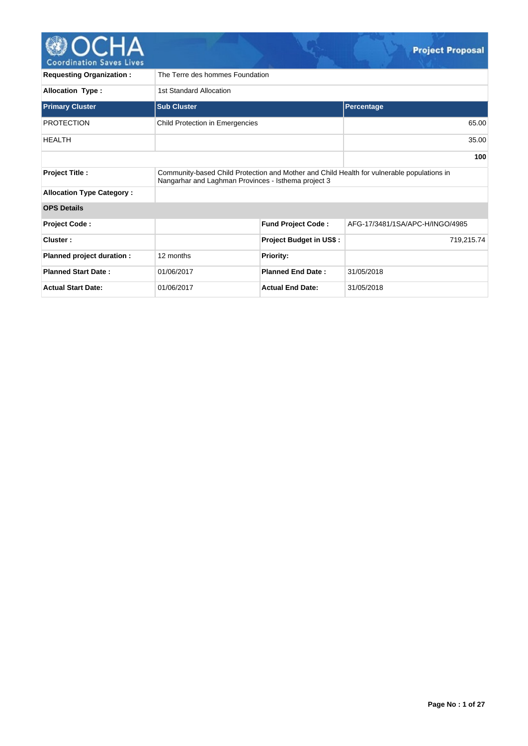# Project Proposal

| | |
|---|---|
| **Requesting Organization :** | The Terre des hommes Foundation |
| **Allocation Type :** | 1st Standard Allocation |

| Primary Cluster | Sub Cluster | Percentage |
|---|---|---|
| PROTECTION | Child Protection in Emergencies | 65.00 |
| HEALTH | | 35.00 |
| | | **100** |

| | |
|---|---|
| **Project Title :** | Community-based Child Protection and Mother and Child Health for vulnerable populations in Nangarhar and Laghman Provinces - Isthema project 3 |
| **Allocation Type Category :** | |

**OPS Details**

| | | | |
|---|---|---|---|
| **Project Code :** | | **Fund Project Code :** | AFG-17/3481/1SA/APC-H/INGO/4985 |
| **Cluster :** | | **Project Budget in US$ :** | 719,215.74 |
| **Planned project duration :** | 12 months | **Priority:** | |
| **Planned Start Date :** | 01/06/2017 | **Planned End Date :** | 31/05/2018 |
| **Actual Start Date:** | 01/06/2017 | **Actual End Date:** | 31/05/2018 |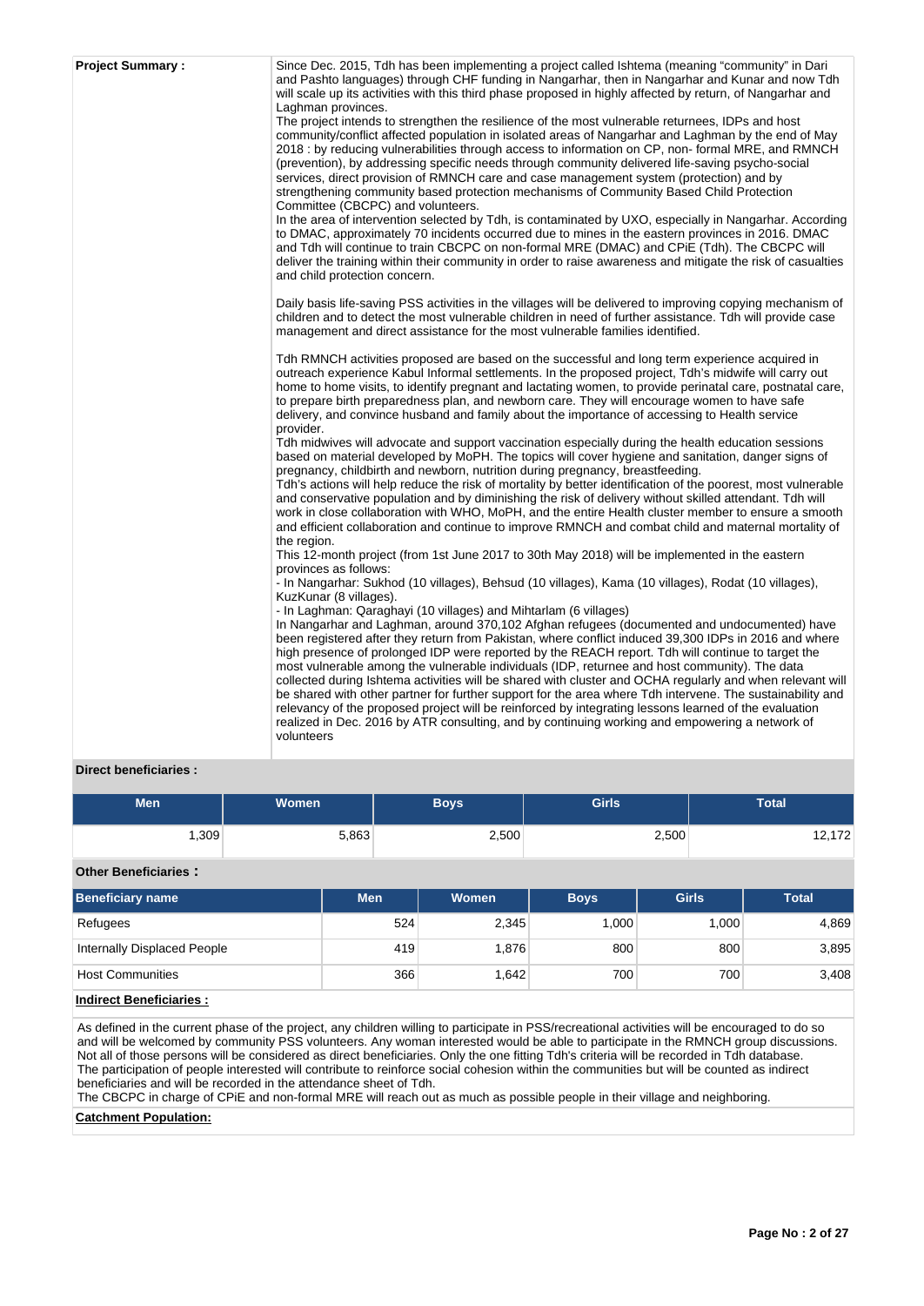**Project Summary :**

Since Dec. 2015, Tdh has been implementing a project called Ishtema (meaning "community" in Dari and Pashto languages) through CHF funding in Nangarhar, then in Nangarhar and Kunar and now Tdh will scale up its activities with this third phase proposed in highly affected by return, of Nangarhar and Laghman provinces.
The project intends to strengthen the resilience of the most vulnerable returnees, IDPs and host community/conflict affected population in isolated areas of Nangarhar and Laghman by the end of May 2018 : by reducing vulnerabilities through access to information on CP, non- formal MRE, and RMNCH (prevention), by addressing specific needs through community delivered life-saving psycho-social services, direct provision of RMNCH care and case management system (protection) and by strengthening community based protection mechanisms of Community Based Child Protection Committee (CBCPC) and volunteers.
In the area of intervention selected by Tdh, is contaminated by UXO, especially in Nangarhar. According to DMAC, approximately 70 incidents occurred due to mines in the eastern provinces in 2016. DMAC and Tdh will continue to train CBCPC on non-formal MRE (DMAC) and CPiE (Tdh). The CBCPC will deliver the training within their community in order to raise awareness and mitigate the risk of casualties and child protection concern.

Daily basis life-saving PSS activities in the villages will be delivered to improving copying mechanism of children and to detect the most vulnerable children in need of further assistance. Tdh will provide case management and direct assistance for the most vulnerable families identified.

Tdh RMNCH activities proposed are based on the successful and long term experience acquired in outreach experience Kabul Informal settlements. In the proposed project, Tdh's midwife will carry out home to home visits, to identify pregnant and lactating women, to provide perinatal care, postnatal care, to prepare birth preparedness plan, and newborn care. They will encourage women to have safe delivery, and convince husband and family about the importance of accessing to Health service provider.
Tdh midwives will advocate and support vaccination especially during the health education sessions based on material developed by MoPH. The topics will cover hygiene and sanitation, danger signs of pregnancy, childbirth and newborn, nutrition during pregnancy, breastfeeding.
Tdh's actions will help reduce the risk of mortality by better identification of the poorest, most vulnerable and conservative population and by diminishing the risk of delivery without skilled attendant. Tdh will work in close collaboration with WHO, MoPH, and the entire Health cluster member to ensure a smooth and efficient collaboration and continue to improve RMNCH and combat child and maternal mortality of the region.
This 12-month project (from 1st June 2017 to 30th May 2018) will be implemented in the eastern provinces as follows:
- In Nangarhar: Sukhod (10 villages), Behsud (10 villages), Kama (10 villages), Rodat (10 villages), KuzKunar (8 villages).
- In Laghman: Qaraghayi (10 villages) and Mihtarlam (6 villages)
In Nangarhar and Laghman, around 370,102 Afghan refugees (documented and undocumented) have been registered after they return from Pakistan, where conflict induced 39,300 IDPs in 2016 and where high presence of prolonged IDP were reported by the REACH report. Tdh will continue to target the most vulnerable among the vulnerable individuals (IDP, returnee and host community). The data collected during Ishtema activities will be shared with cluster and OCHA regularly and when relevant will be shared with other partner for further support for the area where Tdh intervene. The sustainability and relevancy of the proposed project will be reinforced by integrating lessons learned of the evaluation realized in Dec. 2016 by ATR consulting, and by continuing working and empowering a network of volunteers

**Direct beneficiaries :**

| Men | Women | Boys | Girls | Total |
|---|---|---|---|---|
| 1,309 | 5,863 | 2,500 | 2,500 | 12,172 |

**Other Beneficiaries :**

| Beneficiary name | Men | Women | Boys | Girls | Total |
|---|---|---|---|---|---|
| Refugees | 524 | 2,345 | 1,000 | 1,000 | 4,869 |
| Internally Displaced People | 419 | 1,876 | 800 | 800 | 3,895 |
| Host Communities | 366 | 1,642 | 700 | 700 | 3,408 |

**Indirect Beneficiaries :**

As defined in the current phase of the project, any children willing to participate in PSS/recreational activities will be encouraged to do so and will be welcomed by community PSS volunteers. Any woman interested would be able to participate in the RMNCH group discussions. Not all of those persons will be considered as direct beneficiaries. Only the one fitting Tdh's criteria will be recorded in Tdh database. The participation of people interested will contribute to reinforce social cohesion within the communities but will be counted as indirect beneficiaries and will be recorded in the attendance sheet of Tdh.
The CBCPC in charge of CPiE and non-formal MRE will reach out as much as possible people in their village and neighboring.

**Catchment Population:**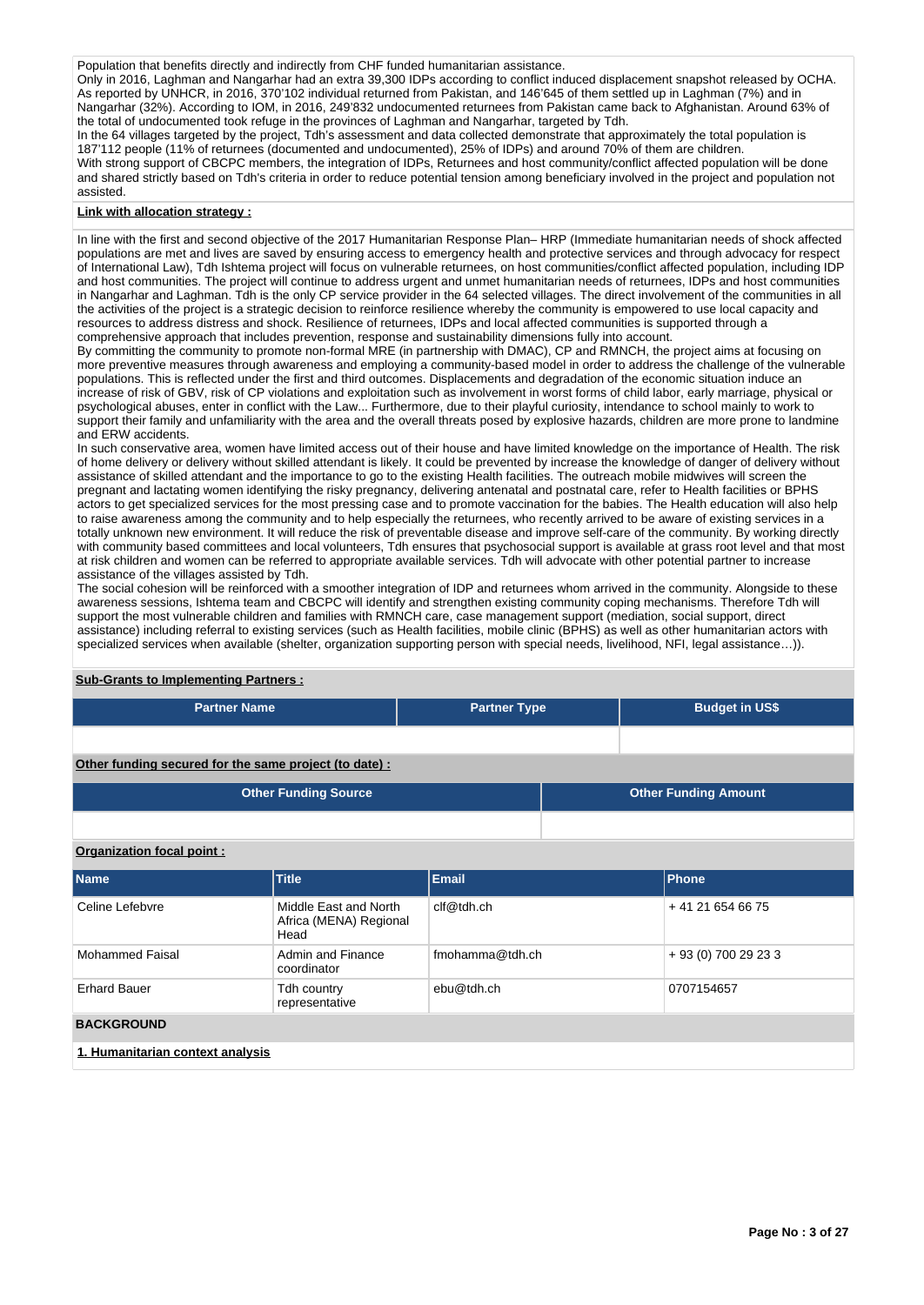Population that benefits directly and indirectly from CHF funded humanitarian assistance.
Only in 2016, Laghman and Nangarhar had an extra 39,300 IDPs according to conflict induced displacement snapshot released by OCHA. As reported by UNHCR, in 2016, 370'102 individual returned from Pakistan, and 146'645 of them settled up in Laghman (7%) and in Nangarhar (32%). According to IOM, in 2016, 249'832 undocumented returnees from Pakistan came back to Afghanistan. Around 63% of the total of undocumented took refuge in the provinces of Laghman and Nangarhar, targeted by Tdh.
In the 64 villages targeted by the project, Tdh's assessment and data collected demonstrate that approximately the total population is 187'112 people (11% of returnees (documented and undocumented), 25% of IDPs) and around 70% of them are children.
With strong support of CBCPC members, the integration of IDPs, Returnees and host community/conflict affected population will be done and shared strictly based on Tdh's criteria in order to reduce potential tension among beneficiary involved in the project and population not assisted.

**Link with allocation strategy :**

In line with the first and second objective of the 2017 Humanitarian Response Plan– HRP (Immediate humanitarian needs of shock affected populations are met and lives are saved by ensuring access to emergency health and protective services and through advocacy for respect of International Law), Tdh Ishtema project will focus on vulnerable returnees, on host communities/conflict affected population, including IDP and host communities. The project will continue to address urgent and unmet humanitarian needs of returnees, IDPs and host communities in Nangarhar and Laghman. Tdh is the only CP service provider in the 64 selected villages. The direct involvement of the communities in all the activities of the project is a strategic decision to reinforce resilience whereby the community is empowered to use local capacity and resources to address distress and shock. Resilience of returnees, IDPs and local affected communities is supported through a comprehensive approach that includes prevention, response and sustainability dimensions fully into account.
By committing the community to promote non-formal MRE (in partnership with DMAC), CP and RMNCH, the project aims at focusing on more preventive measures through awareness and employing a community-based model in order to address the challenge of the vulnerable populations. This is reflected under the first and third outcomes. Displacements and degradation of the economic situation induce an increase of risk of GBV, risk of CP violations and exploitation such as involvement in worst forms of child labor, early marriage, physical or psychological abuses, enter in conflict with the Law... Furthermore, due to their playful curiosity, intendance to school mainly to work to support their family and unfamiliarity with the area and the overall threats posed by explosive hazards, children are more prone to landmine and ERW accidents.
In such conservative area, women have limited access out of their house and have limited knowledge on the importance of Health. The risk of home delivery or delivery without skilled attendant is likely. It could be prevented by increase the knowledge of danger of delivery without assistance of skilled attendant and the importance to go to the existing Health facilities. The outreach mobile midwives will screen the pregnant and lactating women identifying the risky pregnancy, delivering antenatal and postnatal care, refer to Health facilities or BPHS actors to get specialized services for the most pressing case and to promote vaccination for the babies. The Health education will also help to raise awareness among the community and to help especially the returnees, who recently arrived to be aware of existing services in a totally unknown new environment. It will reduce the risk of preventable disease and improve self-care of the community. By working directly with community based committees and local volunteers, Tdh ensures that psychosocial support is available at grass root level and that most at risk children and women can be referred to appropriate available services. Tdh will advocate with other potential partner to increase assistance of the villages assisted by Tdh.
The social cohesion will be reinforced with a smoother integration of IDP and returnees whom arrived in the community. Alongside to these awareness sessions, Ishtema team and CBCPC will identify and strengthen existing community coping mechanisms. Therefore Tdh will support the most vulnerable children and families with RMNCH care, case management support (mediation, social support, direct assistance) including referral to existing services (such as Health facilities, mobile clinic (BPHS) as well as other humanitarian actors with specialized services when available (shelter, organization supporting person with special needs, livelihood, NFI, legal assistance…)).

**Sub-Grants to Implementing Partners :**

| Partner Name | Partner Type | Budget in US$ |
| --- | --- | --- |
| | | |

**Other funding secured for the same project (to date) :**

| Other Funding Source | Other Funding Amount |
| --- | --- |
| | |

**Organization focal point :**

| Name | Title | Email | Phone |
| --- | --- | --- | --- |
| Celine Lefebvre | Middle East and North Africa (MENA) Regional Head | clf@tdh.ch | + 41 21 654 66 75 |
| Mohammed Faisal | Admin and Finance coordinator | fmohamma@tdh.ch | + 93 (0) 700 29 23 3 |
| Erhard Bauer | Tdh country representative | ebu@tdh.ch | 0707154657 |

**BACKGROUND**

**1. Humanitarian context analysis**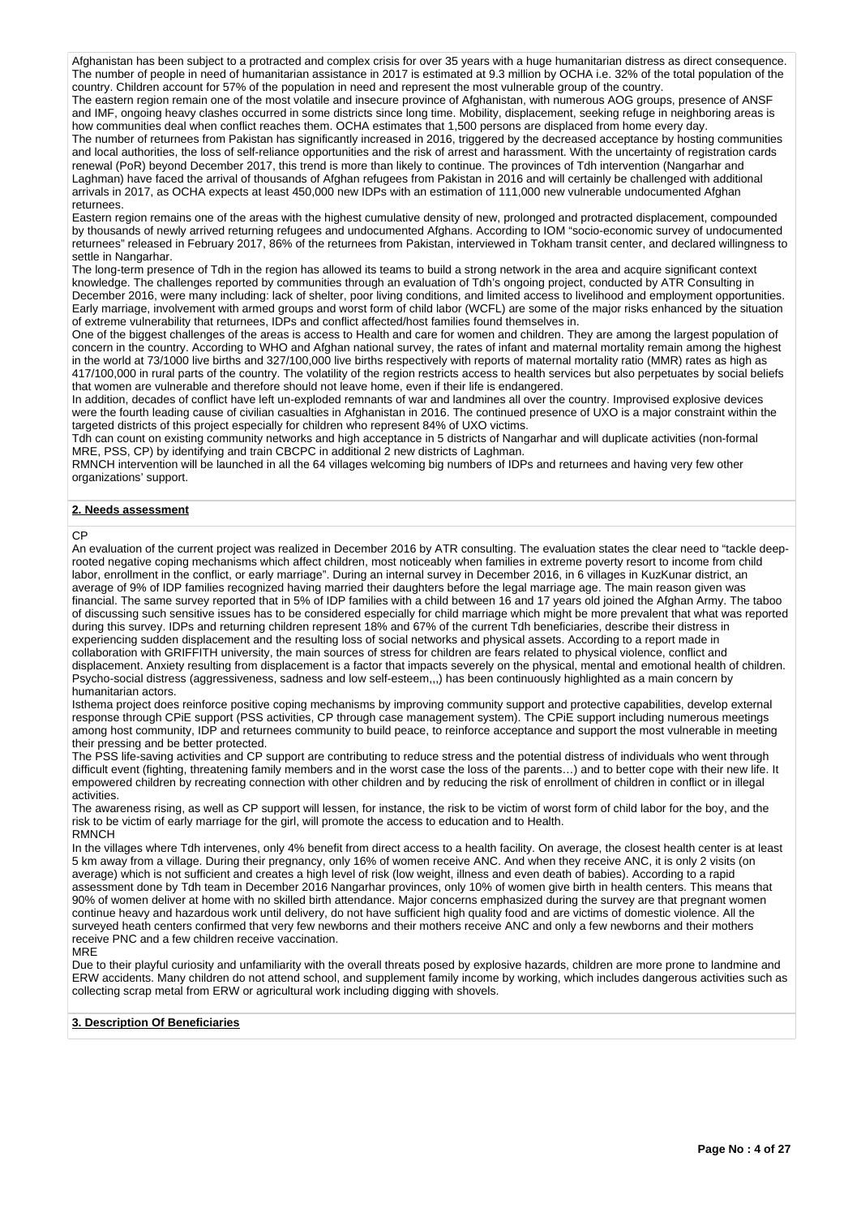Afghanistan has been subject to a protracted and complex crisis for over 35 years with a huge humanitarian distress as direct consequence. The number of people in need of humanitarian assistance in 2017 is estimated at 9.3 million by OCHA i.e. 32% of the total population of the country. Children account for 57% of the population in need and represent the most vulnerable group of the country.
The eastern region remain one of the most volatile and insecure province of Afghanistan, with numerous AOG groups, presence of ANSF and IMF, ongoing heavy clashes occurred in some districts since long time. Mobility, displacement, seeking refuge in neighboring areas is how communities deal when conflict reaches them. OCHA estimates that 1,500 persons are displaced from home every day.
The number of returnees from Pakistan has significantly increased in 2016, triggered by the decreased acceptance by hosting communities and local authorities, the loss of self-reliance opportunities and the risk of arrest and harassment. With the uncertainty of registration cards renewal (PoR) beyond December 2017, this trend is more than likely to continue. The provinces of Tdh intervention (Nangarhar and Laghman) have faced the arrival of thousands of Afghan refugees from Pakistan in 2016 and will certainly be challenged with additional arrivals in 2017, as OCHA expects at least 450,000 new IDPs with an estimation of 111,000 new vulnerable undocumented Afghan returnees.
Eastern region remains one of the areas with the highest cumulative density of new, prolonged and protracted displacement, compounded by thousands of newly arrived returning refugees and undocumented Afghans. According to IOM "socio-economic survey of undocumented returnees" released in February 2017, 86% of the returnees from Pakistan, interviewed in Tokham transit center, and declared willingness to settle in Nangarhar.
The long-term presence of Tdh in the region has allowed its teams to build a strong network in the area and acquire significant context knowledge. The challenges reported by communities through an evaluation of Tdh's ongoing project, conducted by ATR Consulting in December 2016, were many including: lack of shelter, poor living conditions, and limited access to livelihood and employment opportunities. Early marriage, involvement with armed groups and worst form of child labor (WCFL) are some of the major risks enhanced by the situation of extreme vulnerability that returnees, IDPs and conflict affected/host families found themselves in.
One of the biggest challenges of the areas is access to Health and care for women and children. They are among the largest population of concern in the country. According to WHO and Afghan national survey, the rates of infant and maternal mortality remain among the highest in the world at 73/1000 live births and 327/100,000 live births respectively with reports of maternal mortality ratio (MMR) rates as high as 417/100,000 in rural parts of the country. The volatility of the region restricts access to health services but also perpetuates by social beliefs that women are vulnerable and therefore should not leave home, even if their life is endangered.
In addition, decades of conflict have left un-exploded remnants of war and landmines all over the country. Improvised explosive devices were the fourth leading cause of civilian casualties in Afghanistan in 2016. The continued presence of UXO is a major constraint within the targeted districts of this project especially for children who represent 84% of UXO victims.
Tdh can count on existing community networks and high acceptance in 5 districts of Nangarhar and will duplicate activities (non-formal MRE, PSS, CP) by identifying and train CBCPC in additional 2 new districts of Laghman.
RMNCH intervention will be launched in all the 64 villages welcoming big numbers of IDPs and returnees and having very few other organizations' support.

## 2. Needs assessment

CP
An evaluation of the current project was realized in December 2016 by ATR consulting. The evaluation states the clear need to "tackle deep-rooted negative coping mechanisms which affect children, most noticeably when families in extreme poverty resort to income from child labor, enrollment in the conflict, or early marriage". During an internal survey in December 2016, in 6 villages in KuzKunar district, an average of 9% of IDP families recognized having married their daughters before the legal marriage age. The main reason given was financial. The same survey reported that in 5% of IDP families with a child between 16 and 17 years old joined the Afghan Army. The taboo of discussing such sensitive issues has to be considered especially for child marriage which might be more prevalent that what was reported during this survey. IDPs and returning children represent 18% and 67% of the current Tdh beneficiaries, describe their distress in experiencing sudden displacement and the resulting loss of social networks and physical assets. According to a report made in collaboration with GRIFFITH university, the main sources of stress for children are fears related to physical violence, conflict and displacement. Anxiety resulting from displacement is a factor that impacts severely on the physical, mental and emotional health of children. Psycho-social distress (aggressiveness, sadness and low self-esteem,,,) has been continuously highlighted as a main concern by humanitarian actors.
Isthema project does reinforce positive coping mechanisms by improving community support and protective capabilities, develop external response through CPiE support (PSS activities, CP through case management system). The CPiE support including numerous meetings among host community, IDP and returnees community to build peace, to reinforce acceptance and support the most vulnerable in meeting their pressing and be better protected.
The PSS life-saving activities and CP support are contributing to reduce stress and the potential distress of individuals who went through difficult event (fighting, threatening family members and in the worst case the loss of the parents…) and to better cope with their new life. It empowered children by recreating connection with other children and by reducing the risk of enrollment of children in conflict or in illegal activities.
The awareness rising, as well as CP support will lessen, for instance, the risk to be victim of worst form of child labor for the boy, and the risk to be victim of early marriage for the girl, will promote the access to education and to Health.
RMNCH
In the villages where Tdh intervenes, only 4% benefit from direct access to a health facility. On average, the closest health center is at least 5 km away from a village. During their pregnancy, only 16% of women receive ANC. And when they receive ANC, it is only 2 visits (on average) which is not sufficient and creates a high level of risk (low weight, illness and even death of babies). According to a rapid assessment done by Tdh team in December 2016 Nangarhar provinces, only 10% of women give birth in health centers. This means that 90% of women deliver at home with no skilled birth attendance. Major concerns emphasized during the survey are that pregnant women continue heavy and hazardous work until delivery, do not have sufficient high quality food and are victims of domestic violence. All the surveyed heath centers confirmed that very few newborns and their mothers receive ANC and only a few newborns and their mothers receive PNC and a few children receive vaccination.
MRE
Due to their playful curiosity and unfamiliarity with the overall threats posed by explosive hazards, children are more prone to landmine and ERW accidents. Many children do not attend school, and supplement family income by working, which includes dangerous activities such as collecting scrap metal from ERW or agricultural work including digging with shovels.

## 3. Description Of Beneficiaries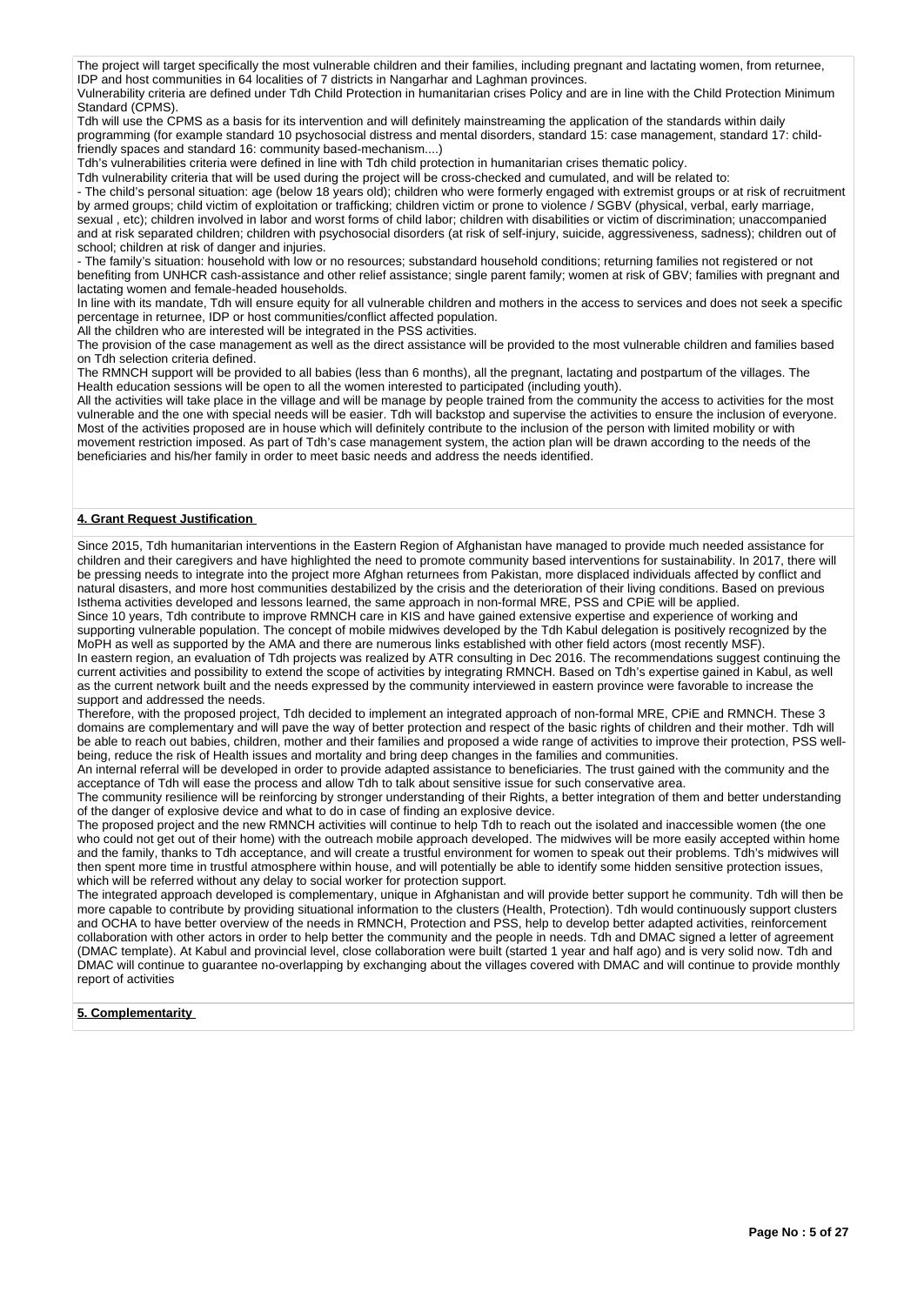The project will target specifically the most vulnerable children and their families, including pregnant and lactating women, from returnee, IDP and host communities in 64 localities of 7 districts in Nangarhar and Laghman provinces.

Vulnerability criteria are defined under Tdh Child Protection in humanitarian crises Policy and are in line with the Child Protection Minimum Standard (CPMS).

Tdh will use the CPMS as a basis for its intervention and will definitely mainstreaming the application of the standards within daily programming (for example standard 10 psychosocial distress and mental disorders, standard 15: case management, standard 17: child-friendly spaces and standard 16: community based-mechanism....)

Tdh's vulnerabilities criteria were defined in line with Tdh child protection in humanitarian crises thematic policy.

Tdh vulnerability criteria that will be used during the project will be cross-checked and cumulated, and will be related to:

- The child's personal situation: age (below 18 years old); children who were formerly engaged with extremist groups or at risk of recruitment by armed groups; child victim of exploitation or trafficking; children victim or prone to violence / SGBV (physical, verbal, early marriage, sexual , etc); children involved in labor and worst forms of child labor; children with disabilities or victim of discrimination; unaccompanied and at risk separated children; children with psychosocial disorders (at risk of self-injury, suicide, aggressiveness, sadness); children out of school; children at risk of danger and injuries.
- The family's situation: household with low or no resources; substandard household conditions; returning families not registered or not benefiting from UNHCR cash-assistance and other relief assistance; single parent family; women at risk of GBV; families with pregnant and lactating women and female-headed households.

In line with its mandate, Tdh will ensure equity for all vulnerable children and mothers in the access to services and does not seek a specific percentage in returnee, IDP or host communities/conflict affected population.

All the children who are interested will be integrated in the PSS activities.

The provision of the case management as well as the direct assistance will be provided to the most vulnerable children and families based on Tdh selection criteria defined.

The RMNCH support will be provided to all babies (less than 6 months), all the pregnant, lactating and postpartum of the villages. The Health education sessions will be open to all the women interested to participated (including youth).

All the activities will take place in the village and will be manage by people trained from the community the access to activities for the most vulnerable and the one with special needs will be easier. Tdh will backstop and supervise the activities to ensure the inclusion of everyone. Most of the activities proposed are in house which will definitely contribute to the inclusion of the person with limited mobility or with movement restriction imposed. As part of Tdh's case management system, the action plan will be drawn according to the needs of the beneficiaries and his/her family in order to meet basic needs and address the needs identified.

**4. Grant Request Justification**

Since 2015, Tdh humanitarian interventions in the Eastern Region of Afghanistan have managed to provide much needed assistance for children and their caregivers and have highlighted the need to promote community based interventions for sustainability. In 2017, there will be pressing needs to integrate into the project more Afghan returnees from Pakistan, more displaced individuals affected by conflict and natural disasters, and more host communities destabilized by the crisis and the deterioration of their living conditions. Based on previous Isthema activities developed and lessons learned, the same approach in non-formal MRE, PSS and CPiE will be applied.

Since 10 years, Tdh contribute to improve RMNCH care in KIS and have gained extensive expertise and experience of working and supporting vulnerable population. The concept of mobile midwives developed by the Tdh Kabul delegation is positively recognized by the MoPH as well as supported by the AMA and there are numerous links established with other field actors (most recently MSF).

In eastern region, an evaluation of Tdh projects was realized by ATR consulting in Dec 2016. The recommendations suggest continuing the current activities and possibility to extend the scope of activities by integrating RMNCH. Based on Tdh's expertise gained in Kabul, as well as the current network built and the needs expressed by the community interviewed in eastern province were favorable to increase the support and addressed the needs.

Therefore, with the proposed project, Tdh decided to implement an integrated approach of non-formal MRE, CPiE and RMNCH. These 3 domains are complementary and will pave the way of better protection and respect of the basic rights of children and their mother. Tdh will be able to reach out babies, children, mother and their families and proposed a wide range of activities to improve their protection, PSS well-being, reduce the risk of Health issues and mortality and bring deep changes in the families and communities.

An internal referral will be developed in order to provide adapted assistance to beneficiaries. The trust gained with the community and the acceptance of Tdh will ease the process and allow Tdh to talk about sensitive issue for such conservative area.

The community resilience will be reinforcing by stronger understanding of their Rights, a better integration of them and better understanding of the danger of explosive device and what to do in case of finding an explosive device.

The proposed project and the new RMNCH activities will continue to help Tdh to reach out the isolated and inaccessible women (the one who could not get out of their home) with the outreach mobile approach developed. The midwives will be more easily accepted within home and the family, thanks to Tdh acceptance, and will create a trustful environment for women to speak out their problems. Tdh's midwives will then spent more time in trustful atmosphere within house, and will potentially be able to identify some hidden sensitive protection issues, which will be referred without any delay to social worker for protection support.

The integrated approach developed is complementary, unique in Afghanistan and will provide better support he community. Tdh will then be more capable to contribute by providing situational information to the clusters (Health, Protection). Tdh would continuously support clusters and OCHA to have better overview of the needs in RMNCH, Protection and PSS, help to develop better adapted activities, reinforcement collaboration with other actors in order to help better the community and the people in needs. Tdh and DMAC signed a letter of agreement (DMAC template). At Kabul and provincial level, close collaboration were built (started 1 year and half ago) and is very solid now. Tdh and DMAC will continue to guarantee no-overlapping by exchanging about the villages covered with DMAC and will continue to provide monthly report of activities

**5. Complementarity**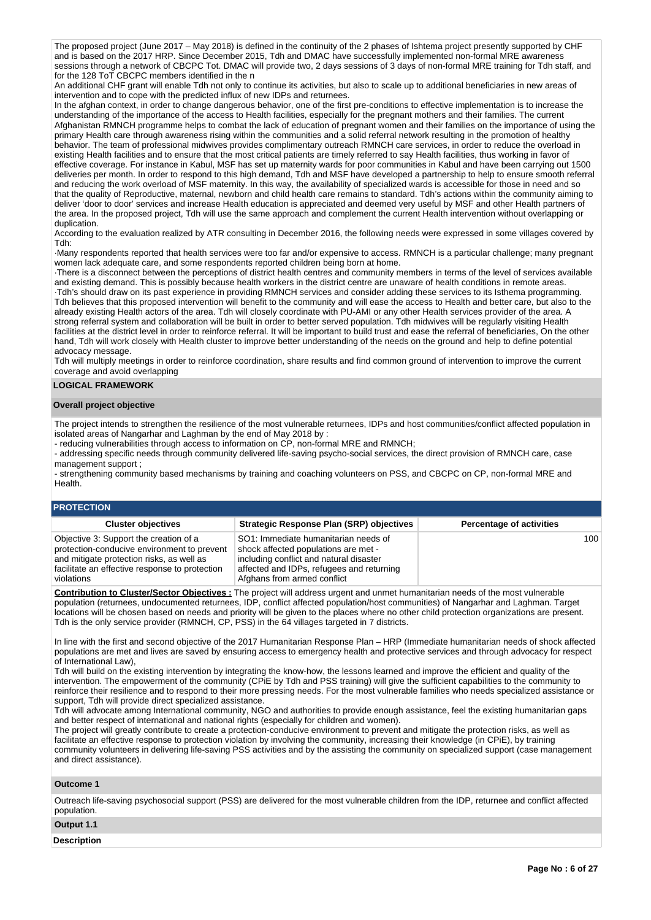The proposed project (June 2017 – May 2018) is defined in the continuity of the 2 phases of Ishtema project presently supported by CHF and is based on the 2017 HRP. Since December 2015, Tdh and DMAC have successfully implemented non-formal MRE awareness sessions through a network of CBCPC Tot. DMAC will provide two, 2 days sessions of 3 days of non-formal MRE training for Tdh staff, and for the 128 ToT CBCPC members identified in the n

An additional CHF grant will enable Tdh not only to continue its activities, but also to scale up to additional beneficiaries in new areas of intervention and to cope with the predicted influx of new IDPs and returnees.

In the afghan context, in order to change dangerous behavior, one of the first pre-conditions to effective implementation is to increase the understanding of the importance of the access to Health facilities, especially for the pregnant mothers and their families. The current Afghanistan RMNCH programme helps to combat the lack of education of pregnant women and their families on the importance of using the primary Health care through awareness rising within the communities and a solid referral network resulting in the promotion of healthy behavior. The team of professional midwives provides complimentary outreach RMNCH care services, in order to reduce the overload in existing Health facilities and to ensure that the most critical patients are timely referred to say Health facilities, thus working in favor of effective coverage. For instance in Kabul, MSF has set up maternity wards for poor communities in Kabul and have been carrying out 1500 deliveries per month. In order to respond to this high demand, Tdh and MSF have developed a partnership to help to ensure smooth referral and reducing the work overload of MSF maternity. In this way, the availability of specialized wards is accessible for those in need and so that the quality of Reproductive, maternal, newborn and child health care remains to standard. Tdh's actions within the community aiming to deliver 'door to door' services and increase Health education is appreciated and deemed very useful by MSF and other Health partners of the area. In the proposed project, Tdh will use the same approach and complement the current Health intervention without overlapping or duplication.

According to the evaluation realized by ATR consulting in December 2016, the following needs were expressed in some villages covered by Tdh:

·Many respondents reported that health services were too far and/or expensive to access. RMNCH is a particular challenge; many pregnant women lack adequate care, and some respondents reported children being born at home.

·There is a disconnect between the perceptions of district health centres and community members in terms of the level of services available and existing demand. This is possibly because health workers in the district centre are unaware of health conditions in remote areas.

·Tdh's should draw on its past experience in providing RMNCH services and consider adding these services to its Isthema programming.

Tdh believes that this proposed intervention will benefit to the community and will ease the access to Health and better care, but also to the already existing Health actors of the area. Tdh will closely coordinate with PU-AMI or any other Health services provider of the area. A strong referral system and collaboration will be built in order to better served population. Tdh midwives will be regularly visiting Health facilities at the district level in order to reinforce referral. It will be important to build trust and ease the referral of beneficiaries, On the other hand, Tdh will work closely with Health cluster to improve better understanding of the needs on the ground and help to define potential advocacy message.

Tdh will multiply meetings in order to reinforce coordination, share results and find common ground of intervention to improve the current coverage and avoid overlapping

**LOGICAL FRAMEWORK**

**Overall project objective**

The project intends to strengthen the resilience of the most vulnerable returnees, IDPs and host communities/conflict affected population in isolated areas of Nangarhar and Laghman by the end of May 2018 by :

- reducing vulnerabilities through access to information on CP, non-formal MRE and RMNCH;
- addressing specific needs through community delivered life-saving psycho-social services, the direct provision of RMNCH care, case management support ;
- strengthening community based mechanisms by training and coaching volunteers on PSS, and CBCPC on CP, non-formal MRE and Health.

**PROTECTION**

| Cluster objectives | Strategic Response Plan (SRP) objectives | Percentage of activities |
|---|---|---|
| Objective 3: Support the creation of a protection-conducive environment to prevent and mitigate protection risks, as well as facilitate an effective response to protection violations | SO1: Immediate humanitarian needs of shock affected populations are met - including conflict and natural disaster affected and IDPs, refugees and returning Afghans from armed conflict | 100 |

**Contribution to Cluster/Sector Objectives :** The project will address urgent and unmet humanitarian needs of the most vulnerable population (returnees, undocumented returnees, IDP, conflict affected population/host communities) of Nangarhar and Laghman. Target locations will be chosen based on needs and priority will be given to the places where no other child protection organizations are present. Tdh is the only service provider (RMNCH, CP, PSS) in the 64 villages targeted in 7 districts.

In line with the first and second objective of the 2017 Humanitarian Response Plan – HRP (Immediate humanitarian needs of shock affected populations are met and lives are saved by ensuring access to emergency health and protective services and through advocacy for respect of International Law),

Tdh will build on the existing intervention by integrating the know-how, the lessons learned and improve the efficient and quality of the intervention. The empowerment of the community (CPiE by Tdh and PSS training) will give the sufficient capabilities to the community to reinforce their resilience and to respond to their more pressing needs. For the most vulnerable families who needs specialized assistance or support, Tdh will provide direct specialized assistance.

Tdh will advocate among International community, NGO and authorities to provide enough assistance, feel the existing humanitarian gaps and better respect of international and national rights (especially for children and women).

The project will greatly contribute to create a protection-conducive environment to prevent and mitigate the protection risks, as well as facilitate an effective response to protection violation by involving the community, increasing their knowledge (in CPiE), by training community volunteers in delivering life-saving PSS activities and by the assisting the community on specialized support (case management and direct assistance).

**Outcome 1**

Outreach life-saving psychosocial support (PSS) are delivered for the most vulnerable children from the IDP, returnee and conflict affected population.

**Output 1.1**

**Description**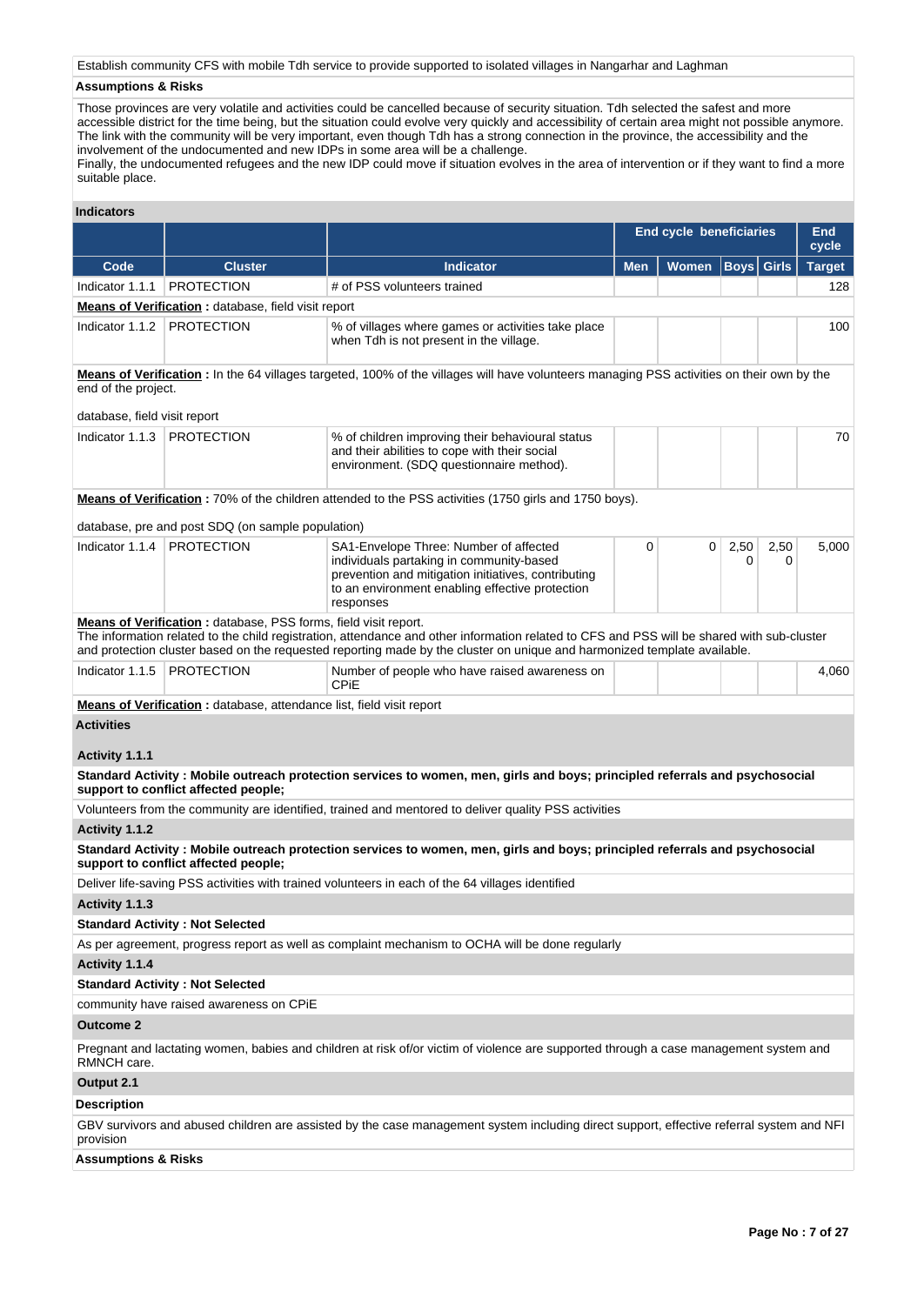Establish community CFS with mobile Tdh service to provide supported to isolated villages in Nangarhar and Laghman

**Assumptions & Risks**

Those provinces are very volatile and activities could be cancelled because of security situation. Tdh selected the safest and more accessible district for the time being, but the situation could evolve very quickly and accessibility of certain area might not possible anymore. The link with the community will be very important, even though Tdh has a strong connection in the province, the accessibility and the involvement of the undocumented and new IDPs in some area will be a challenge.
Finally, the undocumented refugees and the new IDP could move if situation evolves in the area of intervention or if they want to find a more suitable place.

**Indicators**

| | | | End cycle beneficiaries | | | | End cycle |
|---|---|---|---|---|---|---|---|
| Code | Cluster | Indicator | Men | Women | Boys | Girls | Target |
| Indicator 1.1.1 | PROTECTION | # of PSS volunteers trained | | | | | 128 |

**Means of Verification :** database, field visit report

| Code | Cluster | Indicator | Men | Women | Boys | Girls | Target |
|---|---|---|---|---|---|---|---|
| Indicator 1.1.2 | PROTECTION | % of villages where games or activities take place when Tdh is not present in the village. | | | | | 100 |

**Means of Verification :** In the 64 villages targeted, 100% of the villages will have volunteers managing PSS activities on their own by the end of the project.

database, field visit report

| Code | Cluster | Indicator | Men | Women | Boys | Girls | Target |
|---|---|---|---|---|---|---|---|
| Indicator 1.1.3 | PROTECTION | % of children improving their behavioural status and their abilities to cope with their social environment. (SDQ questionnaire method). | | | | | 70 |

**Means of Verification :** 70% of the children attended to the PSS activities (1750 girls and 1750 boys).

database, pre and post SDQ (on sample population)

| Code | Cluster | Indicator | Men | Women | Boys | Girls | Target |
|---|---|---|---|---|---|---|---|
| Indicator 1.1.4 | PROTECTION | SA1-Envelope Three: Number of affected individuals partaking in community-based prevention and mitigation initiatives, contributing to an environment enabling effective protection responses | 0 | 0 | 2,500 | 2,500 | 5,000 |

**Means of Verification :** database, PSS forms, field visit report.
The information related to the child registration, attendance and other information related to CFS and PSS will be shared with sub-cluster and protection cluster based on the requested reporting made by the cluster on unique and harmonized template available.

| Code | Cluster | Indicator | Men | Women | Boys | Girls | Target |
|---|---|---|---|---|---|---|---|
| Indicator 1.1.5 | PROTECTION | Number of people who have raised awareness on CPiE | | | | | 4,060 |

**Means of Verification :** database, attendance list, field visit report

**Activities**

**Activity 1.1.1**

**Standard Activity : Mobile outreach protection services to women, men, girls and boys; principled referrals and psychosocial support to conflict affected people;**

Volunteers from the community are identified, trained and mentored to deliver quality PSS activities

**Activity 1.1.2**

**Standard Activity : Mobile outreach protection services to women, men, girls and boys; principled referrals and psychosocial support to conflict affected people;**

Deliver life-saving PSS activities with trained volunteers in each of the 64 villages identified

**Activity 1.1.3**

**Standard Activity : Not Selected**

As per agreement, progress report as well as complaint mechanism to OCHA will be done regularly

**Activity 1.1.4**

**Standard Activity : Not Selected**

community have raised awareness on CPiE

**Outcome 2**

Pregnant and lactating women, babies and children at risk of/or victim of violence are supported through a case management system and RMNCH care.

**Output 2.1**

**Description**

GBV survivors and abused children are assisted by the case management system including direct support, effective referral system and NFI provision

**Assumptions & Risks**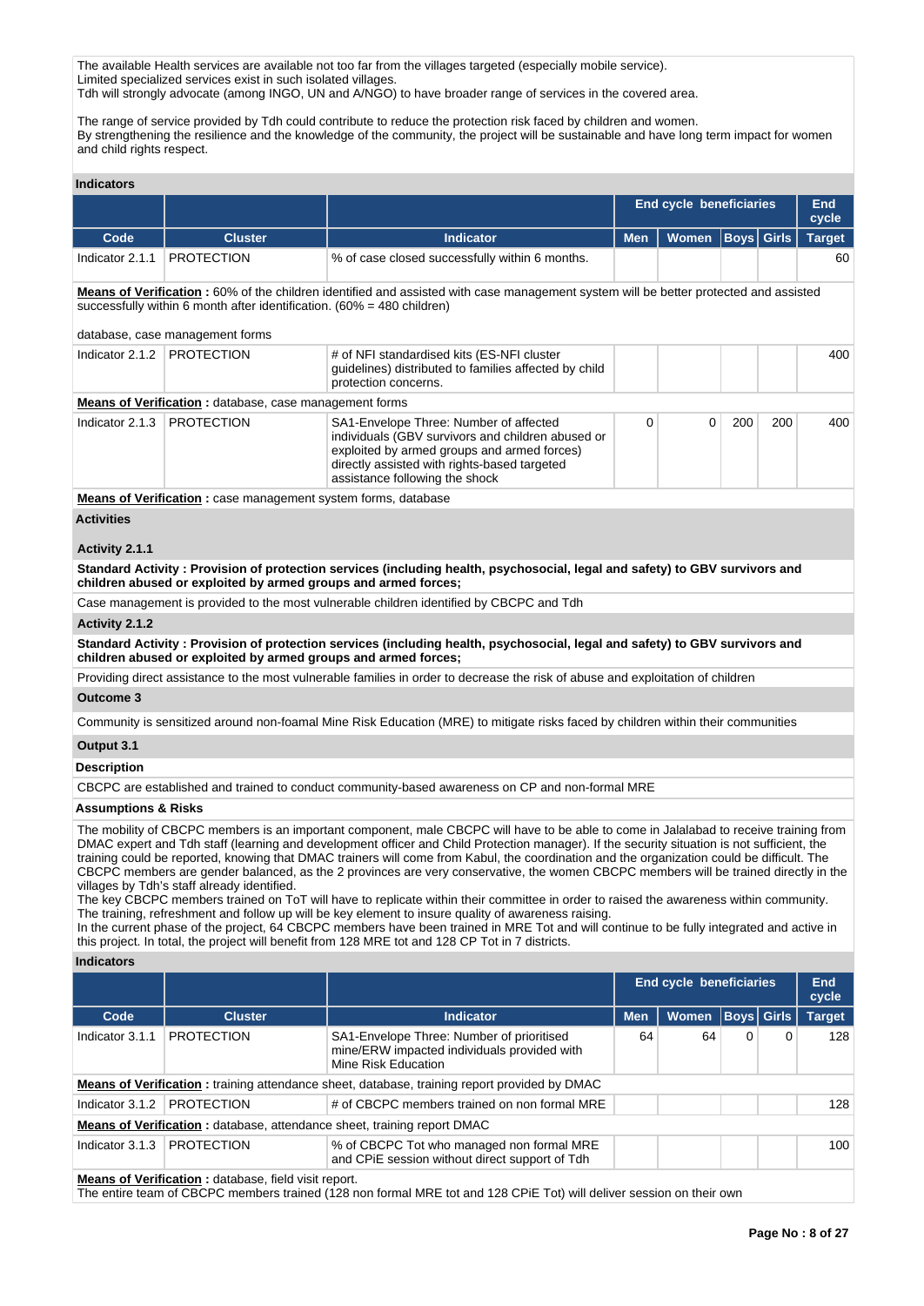The available Health services are available not too far from the villages targeted (especially mobile service).
Limited specialized services exist in such isolated villages.
Tdh will strongly advocate (among INGO, UN and A/NGO) to have broader range of services in the covered area.

The range of service provided by Tdh could contribute to reduce the protection risk faced by children and women.
By strengthening the resilience and the knowledge of the community, the project will be sustainable and have long term impact for women and child rights respect.

**Indicators**

| | | | End cycle beneficiaries | | | | End cycle |
|---|---|---|---|---|---|---|---|
| **Code** | **Cluster** | **Indicator** | **Men** | **Women** | **Boys** | **Girls** | **Target** |
| Indicator 2.1.1 | PROTECTION | % of case closed successfully within 6 months. | | | | | 60 |

**Means of Verification :** 60% of the children identified and assisted with case management system will be better protected and assisted successfully within 6 month after identification. (60% = 480 children)

database, case management forms

| | | | | | | | |
|---|---|---|---|---|---|---|---|
| Indicator 2.1.2 | PROTECTION | # of NFI standardised kits (ES-NFI cluster guidelines) distributed to families affected by child protection concerns. | | | | | 400 |

**Means of Verification :** database, case management forms

| | | | | | | | |
|---|---|---|---|---|---|---|---|
| Indicator 2.1.3 | PROTECTION | SA1-Envelope Three: Number of affected individuals (GBV survivors and children abused or exploited by armed groups and armed forces) directly assisted with rights-based targeted assistance following the shock | 0 | 0 | 200 | 200 | 400 |

**Means of Verification :** case management system forms, database

**Activities**

**Activity 2.1.1**

**Standard Activity : Provision of protection services (including health, psychosocial, legal and safety) to GBV survivors and children abused or exploited by armed groups and armed forces;**

Case management is provided to the most vulnerable children identified by CBCPC and Tdh

**Activity 2.1.2**

**Standard Activity : Provision of protection services (including health, psychosocial, legal and safety) to GBV survivors and children abused or exploited by armed groups and armed forces;**

Providing direct assistance to the most vulnerable families in order to decrease the risk of abuse and exploitation of children

**Outcome 3**

Community is sensitized around non-foamal Mine Risk Education (MRE) to mitigate risks faced by children within their communities

**Output 3.1**

**Description**

CBCPC are established and trained to conduct community-based awareness on CP and non-formal MRE

**Assumptions & Risks**

The mobility of CBCPC members is an important component, male CBCPC will have to be able to come in Jalalabad to receive training from DMAC expert and Tdh staff (learning and development officer and Child Protection manager). If the security situation is not sufficient, the training could be reported, knowing that DMAC trainers will come from Kabul, the coordination and the organization could be difficult. The CBCPC members are gender balanced, as the 2 provinces are very conservative, the women CBCPC members will be trained directly in the villages by Tdh's staff already identified.
The key CBCPC members trained on ToT will have to replicate within their committee in order to raised the awareness within community.
The training, refreshment and follow up will be key element to insure quality of awareness raising.
In the current phase of the project, 64 CBCPC members have been trained in MRE Tot and will continue to be fully integrated and active in this project. In total, the project will benefit from 128 MRE tot and 128 CP Tot in 7 districts.

**Indicators**

| | | | End cycle beneficiaries | | | | End cycle |
|---|---|---|---|---|---|---|---|
| **Code** | **Cluster** | **Indicator** | **Men** | **Women** | **Boys** | **Girls** | **Target** |
| Indicator 3.1.1 | PROTECTION | SA1-Envelope Three: Number of prioritised mine/ERW impacted individuals provided with Mine Risk Education | 64 | 64 | 0 | 0 | 128 |

**Means of Verification :** training attendance sheet, database, training report provided by DMAC

| | | | | | | | |
|---|---|---|---|---|---|---|---|
| Indicator 3.1.2 | PROTECTION | # of CBCPC members trained on non formal MRE | | | | | 128 |

**Means of Verification :** database, attendance sheet, training report DMAC

| | | | | | | | |
|---|---|---|---|---|---|---|---|
| Indicator 3.1.3 | PROTECTION | % of CBCPC Tot who managed non formal MRE and CPiE session without direct support of Tdh | | | | | 100 |

**Means of Verification :** database, field visit report.
The entire team of CBCPC members trained (128 non formal MRE tot and 128 CPiE Tot) will deliver session on their own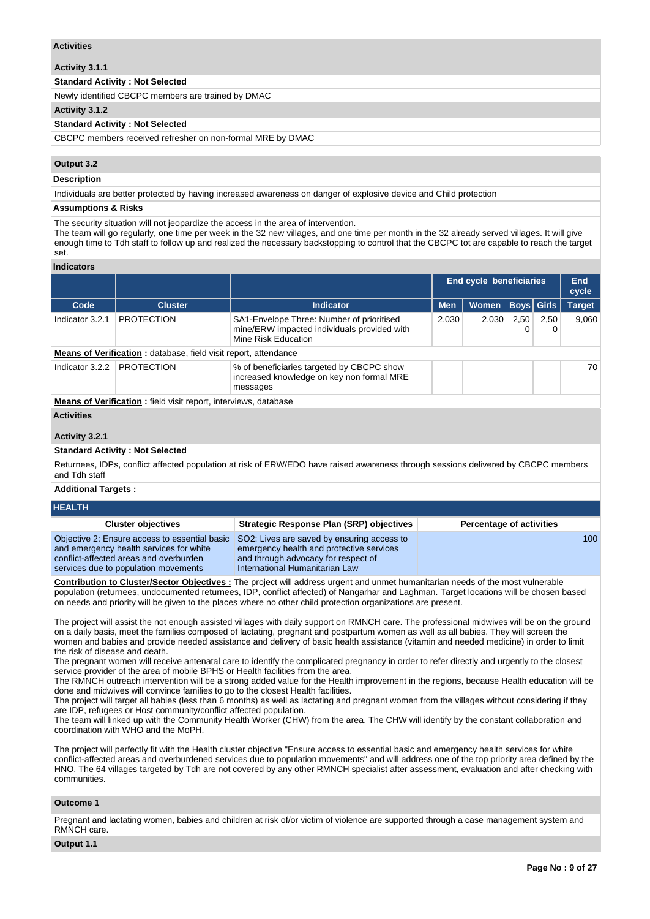**Activities**

**Activity 3.1.1**

**Standard Activity : Not Selected**

Newly identified CBCPC members are trained by DMAC

**Activity 3.1.2**

**Standard Activity : Not Selected**

CBCPC members received refresher on non-formal MRE by DMAC

**Output 3.2**

**Description**

Individuals are better protected by having increased awareness on danger of explosive device and Child protection

**Assumptions & Risks**

The security situation will not jeopardize the access in the area of intervention.
The team will go regularly, one time per week in the 32 new villages, and one time per month in the 32 already served villages. It will give enough time to Tdh staff to follow up and realized the necessary backstopping to control that the CBCPC tot are capable to reach the target set.

**Indicators**

| | | | End cycle beneficiaries | | | | End cycle |
|---|---|---|---|---|---|---|---|
| Code | Cluster | Indicator | Men | Women | Boys | Girls | Target |
| Indicator 3.2.1 | PROTECTION | SA1-Envelope Three: Number of prioritised mine/ERW impacted individuals provided with Mine Risk Education | 2,030 | 2,030 | 2,500 | 2,500 | 9,060 |

**Means of Verification :** database, field visit report, attendance

| Code | Cluster | Indicator | Men | Women | Boys | Girls | Target |
|---|---|---|---|---|---|---|---|
| Indicator 3.2.2 | PROTECTION | % of beneficiaries targeted by CBCPC show increased knowledge on key non formal MRE messages | | | | | 70 |

**Means of Verification :** field visit report, interviews, database

**Activities**

**Activity 3.2.1**

**Standard Activity : Not Selected**

Returnees, IDPs, conflict affected population at risk of ERW/EDO have raised awareness through sessions delivered by CBCPC members and Tdh staff

**Additional Targets :**

## HEALTH

| Cluster objectives | Strategic Response Plan (SRP) objectives | Percentage of activities |
|---|---|---|
| Objective 2: Ensure access to essential basic and emergency health services for white conflict-affected areas and overburden services due to population movements | SO2: Lives are saved by ensuring access to emergency health and protective services and through advocacy for respect of International Humanitarian Law | 100 |

**Contribution to Cluster/Sector Objectives :** The project will address urgent and unmet humanitarian needs of the most vulnerable population (returnees, undocumented returnees, IDP, conflict affected) of Nangarhar and Laghman. Target locations will be chosen based on needs and priority will be given to the places where no other child protection organizations are present.

The project will assist the not enough assisted villages with daily support on RMNCH care. The professional midwives will be on the ground on a daily basis, meet the families composed of lactating, pregnant and postpartum women as well as all babies. They will screen the women and babies and provide needed assistance and delivery of basic health assistance (vitamin and needed medicine) in order to limit the risk of disease and death.
The pregnant women will receive antenatal care to identify the complicated pregnancy in order to refer directly and urgently to the closest service provider of the area of mobile BPHS or Health facilities from the area.
The RMNCH outreach intervention will be a strong added value for the Health improvement in the regions, because Health education will be done and midwives will convince families to go to the closest Health facilities.
The project will target all babies (less than 6 months) as well as lactating and pregnant women from the villages without considering if they are IDP, refugees or Host community/conflict affected population.
The team will linked up with the Community Health Worker (CHW) from the area. The CHW will identify by the constant collaboration and coordination with WHO and the MoPH.

The project will perfectly fit with the Health cluster objective "Ensure access to essential basic and emergency health services for white conflict-affected areas and overburdened services due to population movements" and will address one of the top priority area defined by the HNO. The 64 villages targeted by Tdh are not covered by any other RMNCH specialist after assessment, evaluation and after checking with communities.

**Outcome 1**

Pregnant and lactating women, babies and children at risk of/or victim of violence are supported through a case management system and RMNCH care.

**Output 1.1**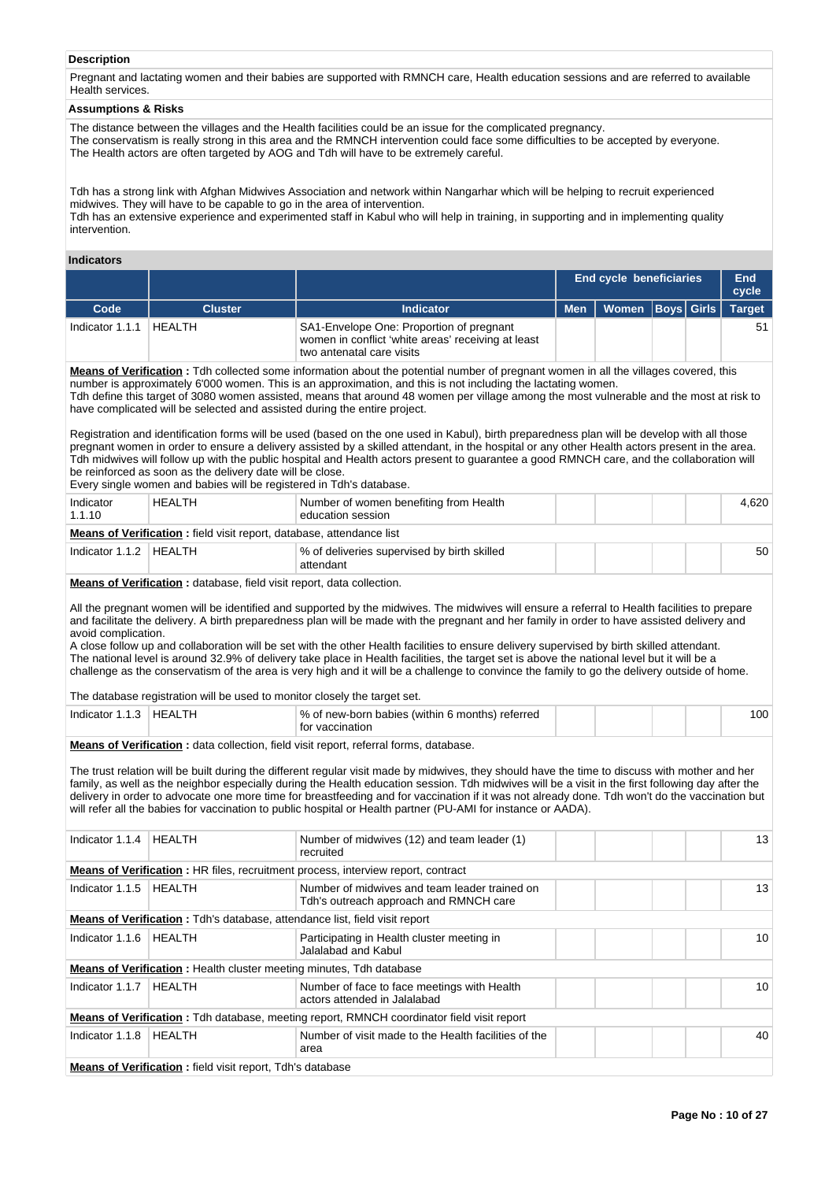**Description**

Pregnant and lactating women and their babies are supported with RMNCH care, Health education sessions and are referred to available Health services.

**Assumptions & Risks**

The distance between the villages and the Health facilities could be an issue for the complicated pregnancy.
The conservatism is really strong in this area and the RMNCH intervention could face some difficulties to be accepted by everyone.
The Health actors are often targeted by AOG and Tdh will have to be extremely careful.

Tdh has a strong link with Afghan Midwives Association and network within Nangarhar which will be helping to recruit experienced midwives. They will have to be capable to go in the area of intervention.
Tdh has an extensive experience and experimented staff in Kabul who will help in training, in supporting and in implementing quality intervention.

**Indicators**

| | | | End cycle beneficiaries | | | | End cycle |
|---|---|---|---|---|---|---|---|
| **Code** | **Cluster** | **Indicator** | **Men** | **Women** | **Boys** | **Girls** | **Target** |
| Indicator 1.1.1 | HEALTH | SA1-Envelope One: Proportion of pregnant women in conflict 'white areas' receiving at least two antenatal care visits | | | | | 51 |

**Means of Verification :** Tdh collected some information about the potential number of pregnant women in all the villages covered, this number is approximately 6'000 women. This is an approximation, and this is not including the lactating women.
Tdh define this target of 3080 women assisted, means that around 48 women per village among the most vulnerable and the most at risk to have complicated will be selected and assisted during the entire project.

Registration and identification forms will be used (based on the one used in Kabul), birth preparedness plan will be develop with all those pregnant women in order to ensure a delivery assisted by a skilled attendant, in the hospital or any other Health actors present in the area. Tdh midwives will follow up with the public hospital and Health actors present to guarantee a good RMNCH care, and the collaboration will be reinforced as soon as the delivery date will be close.
Every single women and babies will be registered in Tdh's database.

| Code | Cluster | Indicator | Men | Women | Boys | Girls | Target |
|---|---|---|---|---|---|---|---|
| Indicator 1.1.10 | HEALTH | Number of women benefiting from Health education session | | | | | 4,620 |

**Means of Verification :** field visit report, database, attendance list

| Code | Cluster | Indicator | Men | Women | Boys | Girls | Target |
|---|---|---|---|---|---|---|---|
| Indicator 1.1.2 | HEALTH | % of deliveries supervised by birth skilled attendant | | | | | 50 |

**Means of Verification :** database, field visit report, data collection.

All the pregnant women will be identified and supported by the midwives. The midwives will ensure a referral to Health facilities to prepare and facilitate the delivery. A birth preparedness plan will be made with the pregnant and her family in order to have assisted delivery and avoid complication.
A close follow up and collaboration will be set with the other Health facilities to ensure delivery supervised by birth skilled attendant.
The national level is around 32.9% of delivery take place in Health facilities, the target set is above the national level but it will be a challenge as the conservatism of the area is very high and it will be a challenge to convince the family to go the delivery outside of home.

The database registration will be used to monitor closely the target set.

| Code | Cluster | Indicator | Men | Women | Boys | Girls | Target |
|---|---|---|---|---|---|---|---|
| Indicator 1.1.3 | HEALTH | % of new-born babies (within 6 months) referred for vaccination | | | | | 100 |

**Means of Verification :** data collection, field visit report, referral forms, database.

The trust relation will be built during the different regular visit made by midwives, they should have the time to discuss with mother and her family, as well as the neighbor especially during the Health education session. Tdh midwives will be a visit in the first following day after the delivery in order to advocate one more time for breastfeeding and for vaccination if it was not already done. Tdh won't do the vaccination but will refer all the babies for vaccination to public hospital or Health partner (PU-AMI for instance or AADA).

| Code | Cluster | Indicator | Men | Women | Boys | Girls | Target |
|---|---|---|---|---|---|---|---|
| Indicator 1.1.4 | HEALTH | Number of midwives (12) and team leader (1) recruited | | | | | 13 |

**Means of Verification :** HR files, recruitment process, interview report, contract

| Code | Cluster | Indicator | Men | Women | Boys | Girls | Target |
|---|---|---|---|---|---|---|---|
| Indicator 1.1.5 | HEALTH | Number of midwives and team leader trained on Tdh's outreach approach and RMNCH care | | | | | 13 |

**Means of Verification :** Tdh's database, attendance list, field visit report

| Code | Cluster | Indicator | Men | Women | Boys | Girls | Target |
|---|---|---|---|---|---|---|---|
| Indicator 1.1.6 | HEALTH | Participating in Health cluster meeting in Jalalabad and Kabul | | | | | 10 |

**Means of Verification :** Health cluster meeting minutes, Tdh database

| Code | Cluster | Indicator | Men | Women | Boys | Girls | Target |
|---|---|---|---|---|---|---|---|
| Indicator 1.1.7 | HEALTH | Number of face to face meetings with Health actors attended in Jalalabad | | | | | 10 |

**Means of Verification :** Tdh database, meeting report, RMNCH coordinator field visit report

| Code | Cluster | Indicator | Men | Women | Boys | Girls | Target |
|---|---|---|---|---|---|---|---|
| Indicator 1.1.8 | HEALTH | Number of visit made to the Health facilities of the area | | | | | 40 |

**Means of Verification :** field visit report, Tdh's database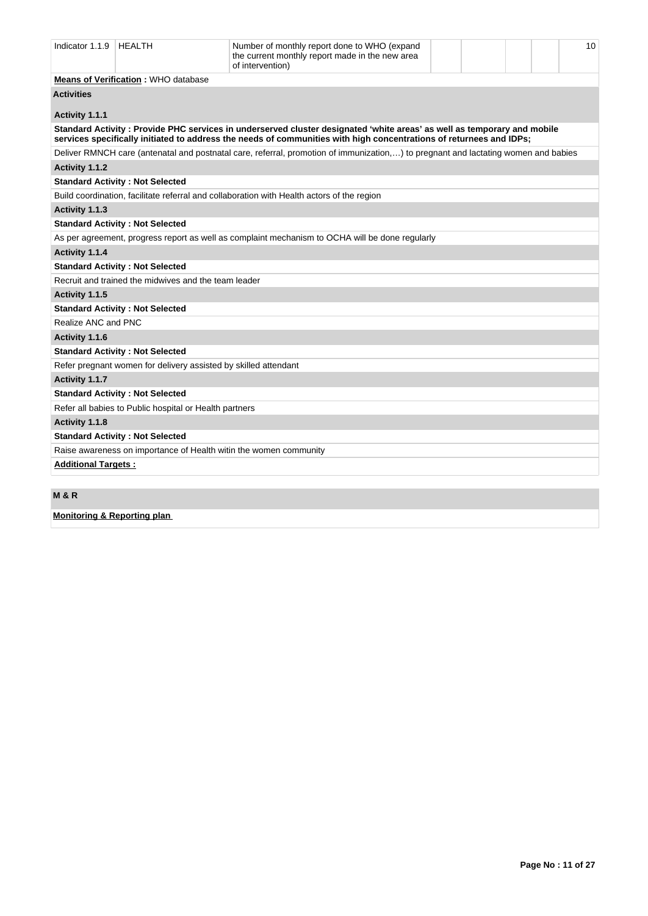| Indicator 1.1.9 | HEALTH | Number of monthly report done to WHO (expand the current monthly report made in the new area of intervention) | | | | | 10 |
|---|---|---|---|---|---|---|---|

**Means of Verification :** WHO database

**Activities**

**Activity 1.1.1**

**Standard Activity : Provide PHC services in underserved cluster designated 'white areas' as well as temporary and mobile services specifically initiated to address the needs of communities with high concentrations of returnees and IDPs;**

Deliver RMNCH care (antenatal and postnatal care, referral, promotion of immunization,…) to pregnant and lactating women and babies

**Activity 1.1.2**

**Standard Activity : Not Selected**

Build coordination, facilitate referral and collaboration with Health actors of the region

**Activity 1.1.3**

**Standard Activity : Not Selected**

As per agreement, progress report as well as complaint mechanism to OCHA will be done regularly

**Activity 1.1.4**

**Standard Activity : Not Selected**

Recruit and trained the midwives and the team leader

**Activity 1.1.5**

**Standard Activity : Not Selected**

Realize ANC and PNC

**Activity 1.1.6**

**Standard Activity : Not Selected**

Refer pregnant women for delivery assisted by skilled attendant

**Activity 1.1.7**

**Standard Activity : Not Selected**

Refer all babies to Public hospital or Health partners

**Activity 1.1.8**

**Standard Activity : Not Selected**

Raise awareness on importance of Health witin the women community

**Additional Targets :**

## M & R

**Monitoring & Reporting plan**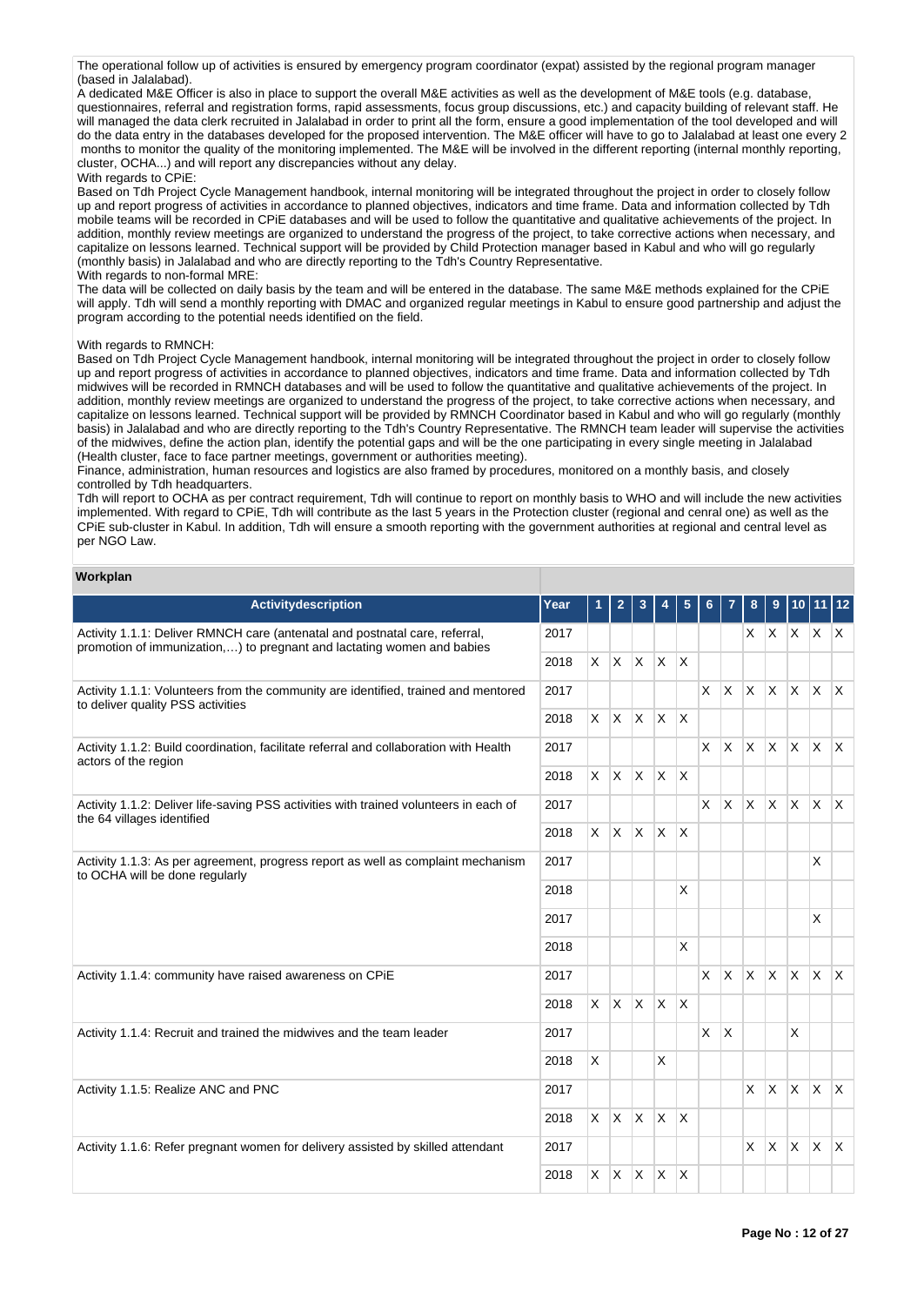The operational follow up of activities is ensured by emergency program coordinator (expat) assisted by the regional program manager (based in Jalalabad).
A dedicated M&E Officer is also in place to support the overall M&E activities as well as the development of M&E tools (e.g. database, questionnaires, referral and registration forms, rapid assessments, focus group discussions, etc.) and capacity building of relevant staff. He will managed the data clerk recruited in Jalalabad in order to print all the form, ensure a good implementation of the tool developed and will do the data entry in the databases developed for the proposed intervention. The M&E officer will have to go to Jalalabad at least one every 2 months to monitor the quality of the monitoring implemented. The M&E will be involved in the different reporting (internal monthly reporting, cluster, OCHA...) and will report any discrepancies without any delay.
With regards to CPiE:
Based on Tdh Project Cycle Management handbook, internal monitoring will be integrated throughout the project in order to closely follow up and report progress of activities in accordance to planned objectives, indicators and time frame. Data and information collected by Tdh mobile teams will be recorded in CPiE databases and will be used to follow the quantitative and qualitative achievements of the project. In addition, monthly review meetings are organized to understand the progress of the project, to take corrective actions when necessary, and capitalize on lessons learned. Technical support will be provided by Child Protection manager based in Kabul and who will go regularly (monthly basis) in Jalalabad and who are directly reporting to the Tdh's Country Representative.
With regards to non-formal MRE:
The data will be collected on daily basis by the team and will be entered in the database. The same M&E methods explained for the CPiE will apply. Tdh will send a monthly reporting with DMAC and organized regular meetings in Kabul to ensure good partnership and adjust the program according to the potential needs identified on the field.

With regards to RMNCH:
Based on Tdh Project Cycle Management handbook, internal monitoring will be integrated throughout the project in order to closely follow up and report progress of activities in accordance to planned objectives, indicators and time frame. Data and information collected by Tdh midwives will be recorded in RMNCH databases and will be used to follow the quantitative and qualitative achievements of the project. In addition, monthly review meetings are organized to understand the progress of the project, to take corrective actions when necessary, and capitalize on lessons learned. Technical support will be provided by RMNCH Coordinator based in Kabul and who will go regularly (monthly basis) in Jalalabad and who are directly reporting to the Tdh's Country Representative. The RMNCH team leader will supervise the activities of the midwives, define the action plan, identify the potential gaps and will be the one participating in every single meeting in Jalalabad (Health cluster, face to face partner meetings, government or authorities meeting).
Finance, administration, human resources and logistics are also framed by procedures, monitored on a monthly basis, and closely controlled by Tdh headquarters.
Tdh will report to OCHA as per contract requirement, Tdh will continue to report on monthly basis to WHO and will include the new activities implemented. With regard to CPiE, Tdh will contribute as the last 5 years in the Protection cluster (regional and cenral one) as well as the CPiE sub-cluster in Kabul. In addition, Tdh will ensure a smooth reporting with the government authorities at regional and central level as per NGO Law.

## Workplan

| Activitydescription | Year | 1 | 2 | 3 | 4 | 5 | 6 | 7 | 8 | 9 | 10 | 11 | 12 |
|---|---|---|---|---|---|---|---|---|---|---|---|---|---|
| Activity 1.1.1: Deliver RMNCH care (antenatal and postnatal care, referral, promotion of immunization,…) to pregnant and lactating women and babies | 2017 | | | | | | | | X | X | X | X | X |
| | 2018 | X | X | X | X | X | | | | | | | |
| Activity 1.1.1: Volunteers from the community are identified, trained and mentored to deliver quality PSS activities | 2017 | | | | | | X | X | X | X | X | X | X |
| | 2018 | X | X | X | X | X | | | | | | | |
| Activity 1.1.2: Build coordination, facilitate referral and collaboration with Health actors of the region | 2017 | | | | | | X | X | X | X | X | X | X |
| | 2018 | X | X | X | X | X | | | | | | | |
| Activity 1.1.2: Deliver life-saving PSS activities with trained volunteers in each of the 64 villages identified | 2017 | | | | | | X | X | X | X | X | X | X |
| | 2018 | X | X | X | X | X | | | | | | | |
| Activity 1.1.3: As per agreement, progress report as well as complaint mechanism to OCHA will be done regularly | 2017 | | | | | | | | | | | X | |
| | 2018 | | | | | X | | | | | | | |
| | 2017 | | | | | | | | | | | X | |
| | 2018 | | | | | X | | | | | | | |
| Activity 1.1.4: community have raised awareness on CPiE | 2017 | | | | | | X | X | X | X | X | X | X |
| | 2018 | X | X | X | X | X | | | | | | | |
| Activity 1.1.4: Recruit and trained the midwives and the team leader | 2017 | | | | | | X | X | | | X | | |
| | 2018 | X | | | X | | | | | | | | |
| Activity 1.1.5: Realize ANC and PNC | 2017 | | | | | | | | X | X | X | X | X |
| | 2018 | X | X | X | X | X | | | | | | | |
| Activity 1.1.6: Refer pregnant women for delivery assisted by skilled attendant | 2017 | | | | | | | | X | X | X | X | X |
| | 2018 | X | X | X | X | X | | | | | | | |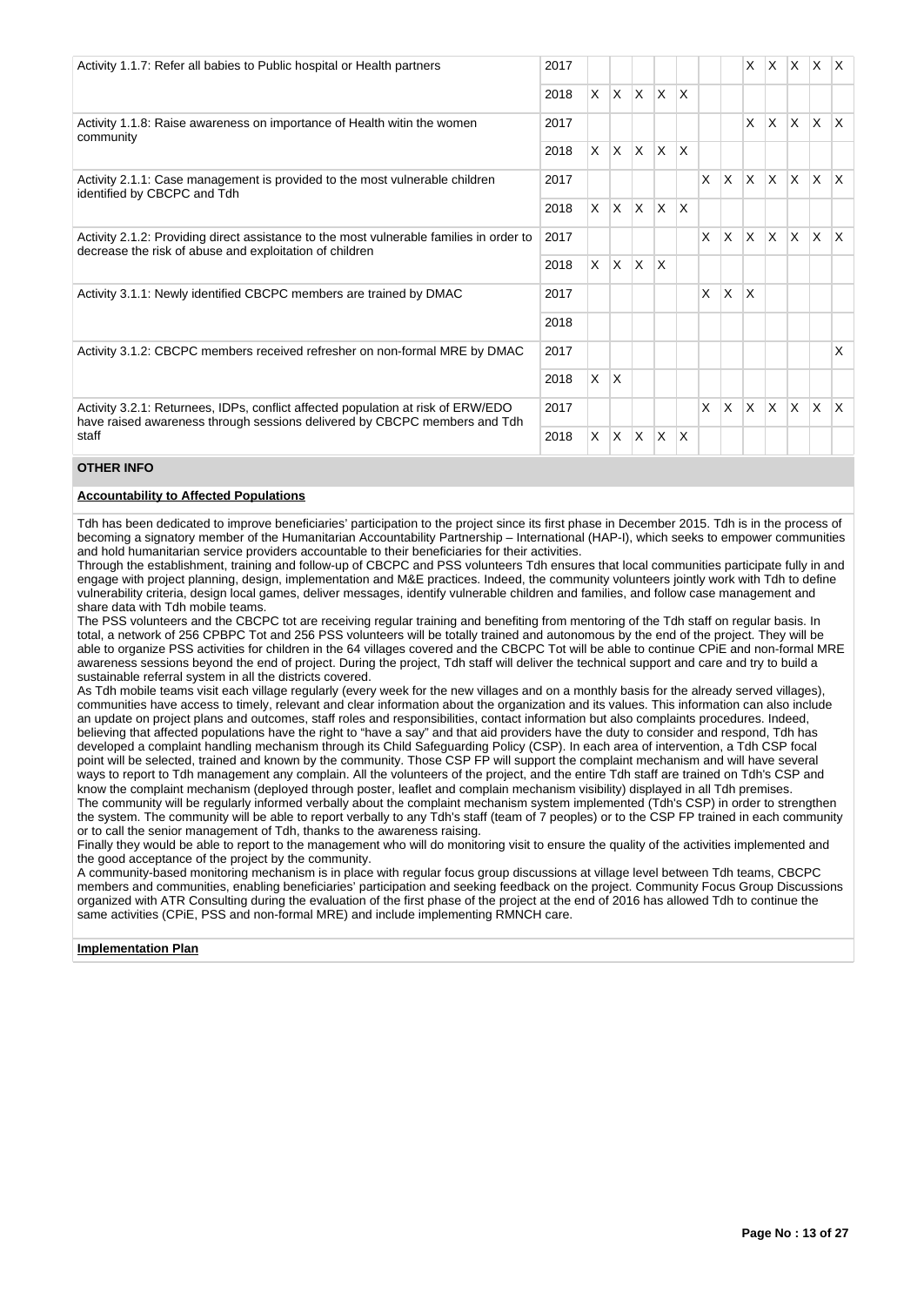| Activity | Year | 1 | 2 | 3 | 4 | 5 | 6 | 7 | 8 | 9 | 10 | 11 | 12 |
|---|---|---|---|---|---|---|---|---|---|---|---|---|---|
| Activity 1.1.7: Refer all babies to Public hospital or Health partners | 2017 | | | | | | | | X | X | X | X | X |
| | 2018 | X | X | X | X | X | | | | | | | |
| Activity 1.1.8: Raise awareness on importance of Health witin the women community | 2017 | | | | | | | | X | X | X | X | X |
| | 2018 | X | X | X | X | X | | | | | | | |
| Activity 2.1.1: Case management is provided to the most vulnerable children identified by CBCPC and Tdh | 2017 | | | | | | X | X | X | X | X | X | X |
| | 2018 | X | X | X | X | X | | | | | | | |
| Activity 2.1.2: Providing direct assistance to the most vulnerable families in order to decrease the risk of abuse and exploitation of children | 2017 | | | | | | X | X | X | X | X | X | X |
| | 2018 | X | X | X | X | | | | | | | | |
| Activity 3.1.1: Newly identified CBCPC members are trained by DMAC | 2017 | | | | | | X | X | X | | | | |
| | 2018 | | | | | | | | | | | | |
| Activity 3.1.2: CBCPC members received refresher on non-formal MRE by DMAC | 2017 | | | | | | | | | | | | X |
| | 2018 | X | X | | | | | | | | | | |
| Activity 3.2.1: Returnees, IDPs, conflict affected population at risk of ERW/EDO have raised awareness through sessions delivered by CBCPC members and Tdh staff | 2017 | | | | | | X | X | X | X | X | X | X |
| | 2018 | X | X | X | X | X | | | | | | | |

## OTHER INFO

**Accountability to Affected Populations**

Tdh has been dedicated to improve beneficiaries' participation to the project since its first phase in December 2015. Tdh is in the process of becoming a signatory member of the Humanitarian Accountability Partnership – International (HAP-I), which seeks to empower communities and hold humanitarian service providers accountable to their beneficiaries for their activities.
Through the establishment, training and follow-up of CBCPC and PSS volunteers Tdh ensures that local communities participate fully in and engage with project planning, design, implementation and M&E practices. Indeed, the community volunteers jointly work with Tdh to define vulnerability criteria, design local games, deliver messages, identify vulnerable children and families, and follow case management and share data with Tdh mobile teams.
The PSS volunteers and the CBCPC tot are receiving regular training and benefiting from mentoring of the Tdh staff on regular basis. In total, a network of 256 CPBPC Tot and 256 PSS volunteers will be totally trained and autonomous by the end of the project. They will be able to organize PSS activities for children in the 64 villages covered and the CBCPC Tot will be able to continue CPiE and non-formal MRE awareness sessions beyond the end of project. During the project, Tdh staff will deliver the technical support and care and try to build a sustainable referral system in all the districts covered.
As Tdh mobile teams visit each village regularly (every week for the new villages and on a monthly basis for the already served villages), communities have access to timely, relevant and clear information about the organization and its values. This information can also include an update on project plans and outcomes, staff roles and responsibilities, contact information but also complaints procedures. Indeed, believing that affected populations have the right to "have a say" and that aid providers have the duty to consider and respond, Tdh has developed a complaint handling mechanism through its Child Safeguarding Policy (CSP). In each area of intervention, a Tdh CSP focal point will be selected, trained and known by the community. Those CSP FP will support the complaint mechanism and will have several ways to report to Tdh management any complain. All the volunteers of the project, and the entire Tdh staff are trained on Tdh's CSP and know the complaint mechanism (deployed through poster, leaflet and complain mechanism visibility) displayed in all Tdh premises.
The community will be regularly informed verbally about the complaint mechanism system implemented (Tdh's CSP) in order to strengthen the system. The community will be able to report verbally to any Tdh's staff (team of 7 peoples) or to the CSP FP trained in each community or to call the senior management of Tdh, thanks to the awareness raising.
Finally they would be able to report to the management who will do monitoring visit to ensure the quality of the activities implemented and the good acceptance of the project by the community.
A community-based monitoring mechanism is in place with regular focus group discussions at village level between Tdh teams, CBCPC members and communities, enabling beneficiaries' participation and seeking feedback on the project. Community Focus Group Discussions organized with ATR Consulting during the evaluation of the first phase of the project at the end of 2016 has allowed Tdh to continue the same activities (CPiE, PSS and non-formal MRE) and include implementing RMNCH care.

**Implementation Plan**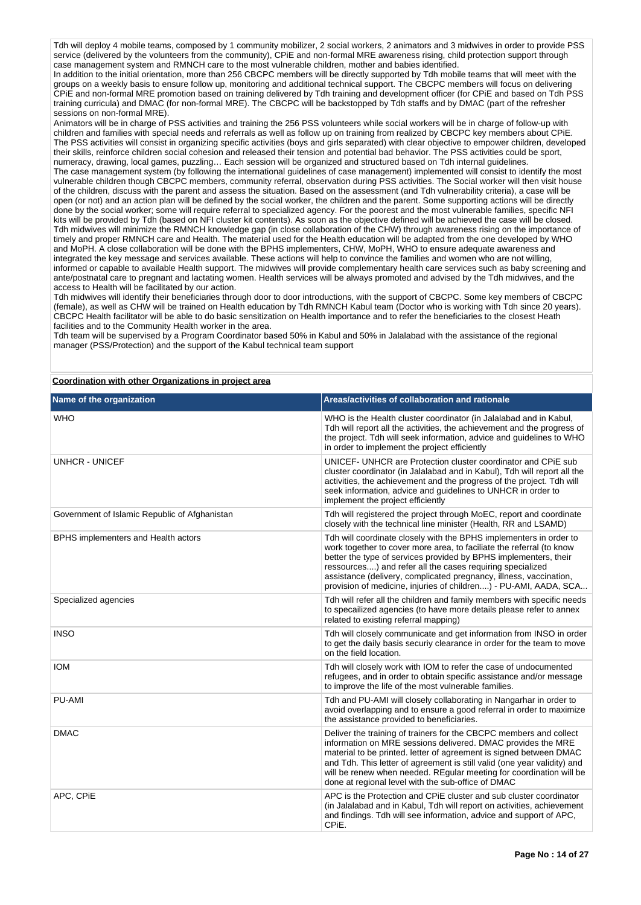Tdh will deploy 4 mobile teams, composed by 1 community mobilizer, 2 social workers, 2 animators and 3 midwives in order to provide PSS service (delivered by the volunteers from the community), CPiE and non-formal MRE awareness rising, child protection support through case management system and RMNCH care to the most vulnerable children, mother and babies identified.
In addition to the initial orientation, more than 256 CBCPC members will be directly supported by Tdh mobile teams that will meet with the groups on a weekly basis to ensure follow up, monitoring and additional technical support. The CBCPC members will focus on delivering CPiE and non-formal MRE promotion based on training delivered by Tdh training and development officer (for CPiE and based on Tdh PSS training curricula) and DMAC (for non-formal MRE). The CBCPC will be backstopped by Tdh staffs and by DMAC (part of the refresher sessions on non-formal MRE).
Animators will be in charge of PSS activities and training the 256 PSS volunteers while social workers will be in charge of follow-up with children and families with special needs and referrals as well as follow up on training from realized by CBCPC key members about CPiE.
The PSS activities will consist in organizing specific activities (boys and girls separated) with clear objective to empower children, developed their skills, reinforce children social cohesion and released their tension and potential bad behavior. The PSS activities could be sport, numeracy, drawing, local games, puzzling… Each session will be organized and structured based on Tdh internal guidelines.
The case management system (by following the international guidelines of case management) implemented will consist to identify the most vulnerable children though CBCPC members, community referral, observation during PSS activities. The Social worker will then visit house of the children, discuss with the parent and assess the situation. Based on the assessment (and Tdh vulnerability criteria), a case will be open (or not) and an action plan will be defined by the social worker, the children and the parent. Some supporting actions will be directly done by the social worker; some will require referral to specialized agency. For the poorest and the most vulnerable families, specific NFI kits will be provided by Tdh (based on NFI cluster kit contents). As soon as the objective defined will be achieved the case will be closed.
Tdh midwives will minimize the RMNCH knowledge gap (in close collaboration of the CHW) through awareness rising on the importance of timely and proper RMNCH care and Health. The material used for the Health education will be adapted from the one developed by WHO and MoPH. A close collaboration will be done with the BPHS implementers, CHW, MoPH, WHO to ensure adequate awareness and integrated the key message and services available. These actions will help to convince the families and women who are not willing, informed or capable to available Health support. The midwives will provide complementary health care services such as baby screening and ante/postnatal care to pregnant and lactating women. Health services will be always promoted and advised by the Tdh midwives, and the access to Health will be facilitated by our action.
Tdh midwives will identify their beneficiaries through door to door introductions, with the support of CBCPC. Some key members of CBCPC (female), as well as CHW will be trained on Health education by Tdh RMNCH Kabul team (Doctor who is working with Tdh since 20 years). CBCPC Health facilitator will be able to do basic sensitization on Health importance and to refer the beneficiaries to the closest Heath facilities and to the Community Health worker in the area.
Tdh team will be supervised by a Program Coordinator based 50% in Kabul and 50% in Jalalabad with the assistance of the regional manager (PSS/Protection) and the support of the Kabul technical team support

**Coordination with other Organizations in project area**

| Name of the organization | Areas/activities of collaboration and rationale |
|---|---|
| WHO | WHO is the Health cluster coordinator (in Jalalabad and in Kabul, Tdh will report all the activities, the achievement and the progress of the project. Tdh will seek information, advice and guidelines to WHO in order to implement the project efficiently |
| UNHCR - UNICEF | UNICEF- UNHCR are Protection cluster coordinator and CPiE sub cluster coordinator (in Jalalabad and in Kabul), Tdh will report all the activities, the achievement and the progress of the project. Tdh will seek information, advice and guidelines to UNHCR in order to implement the project efficiently |
| Government of Islamic Republic of Afghanistan | Tdh will registered the project through MoEC, report and coordinate closely with the technical line minister (Health, RR and LSAMD) |
| BPHS implementers and Health actors | Tdh will coordinate closely with the BPHS implementers in order to work together to cover more area, to faciliate the referral (to know better the type of services provided by BPHS implementers, their ressources....) and refer all the cases requiring specialized assistance (delivery, complicated pregnancy, illness, vaccination, provision of medicine, injuries of children....) - PU-AMI, AADA, SCA... |
| Specialized agencies | Tdh will refer all the children and family members with specific needs to specailized agencies (to have more details please refer to annex related to existing referral mapping) |
| INSO | Tdh will closely communicate and get information from INSO in order to get the daily basis securiy clearance in order for the team to move on the field location. |
| IOM | Tdh will closely work with IOM to refer the case of undocumented refugees, and in order to obtain specific assistance and/or message to improve the life of the most vulnerable families. |
| PU-AMI | Tdh and PU-AMI will closely collaborating in Nangarhar in order to avoid overlapping and to ensure a good referral in order to maximize the assistance provided to beneficiaries. |
| DMAC | Deliver the training of trainers for the CBCPC members and collect information on MRE sessions delivered. DMAC provides the MRE material to be printed. letter of agreement is signed between DMAC and Tdh. This letter of agreement is still valid (one year validity) and will be renew when needed. REgular meeting for coordination will be done at regional level with the sub-office of DMAC |
| APC, CPiE | APC is the Protection and CPiE cluster and sub cluster coordinator (in Jalalabad and in Kabul, Tdh will report on activities, achievement and findings. Tdh will see information, advice and support of APC, CPiE. |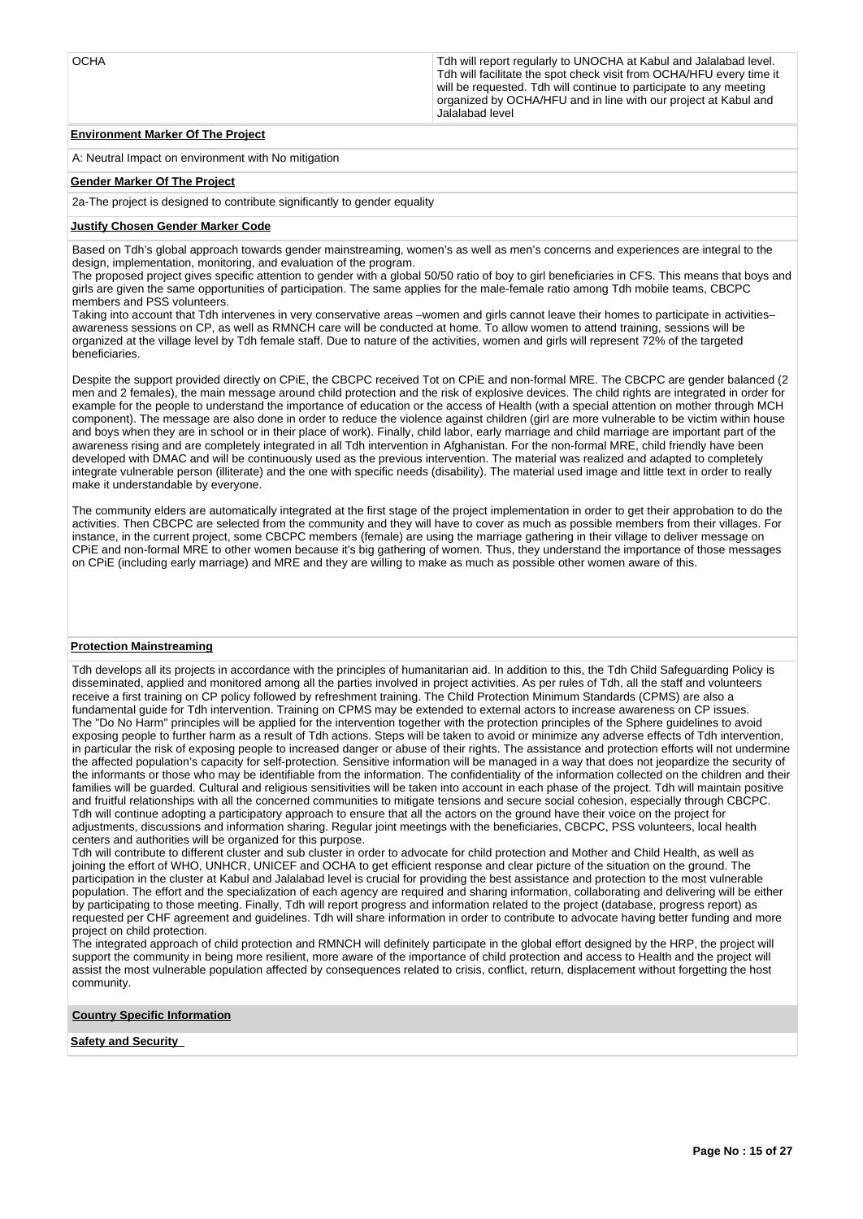| | |
|---|---|
| OCHA | Tdh will report regularly to UNOCHA at Kabul and Jalalabad level. Tdh will facilitate the spot check visit from OCHA/HFU every time it will be requested. Tdh will continue to participate to any meeting organized by OCHA/HFU and in line with our project at Kabul and Jalalabad level |

**Environment Marker Of The Project**

A: Neutral Impact on environment with No mitigation

**Gender Marker Of The Project**

2a-The project is designed to contribute significantly to gender equality

**Justify Chosen Gender Marker Code**

Based on Tdh's global approach towards gender mainstreaming, women's as well as men's concerns and experiences are integral to the design, implementation, monitoring, and evaluation of the program.
The proposed project gives specific attention to gender with a global 50/50 ratio of boy to girl beneficiaries in CFS. This means that boys and girls are given the same opportunities of participation. The same applies for the male-female ratio among Tdh mobile teams, CBCPC members and PSS volunteers.
Taking into account that Tdh intervenes in very conservative areas –women and girls cannot leave their homes to participate in activities– awareness sessions on CP, as well as RMNCH care will be conducted at home. To allow women to attend training, sessions will be organized at the village level by Tdh female staff. Due to nature of the activities, women and girls will represent 72% of the targeted beneficiaries.

Despite the support provided directly on CPiE, the CBCPC received Tot on CPiE and non-formal MRE. The CBCPC are gender balanced (2 men and 2 females), the main message around child protection and the risk of explosive devices. The child rights are integrated in order for example for the people to understand the importance of education or the access of Health (with a special attention on mother through MCH component). The message are also done in order to reduce the violence against children (girl are more vulnerable to be victim within house and boys when they are in school or in their place of work). Finally, child labor, early marriage and child marriage are important part of the awareness rising and are completely integrated in all Tdh intervention in Afghanistan. For the non-formal MRE, child friendly have been developed with DMAC and will be continuously used as the previous intervention. The material was realized and adapted to completely integrate vulnerable person (illiterate) and the one with specific needs (disability). The material used image and little text in order to really make it understandable by everyone.

The community elders are automatically integrated at the first stage of the project implementation in order to get their approbation to do the activities. Then CBCPC are selected from the community and they will have to cover as much as possible members from their villages. For instance, in the current project, some CBCPC members (female) are using the marriage gathering in their village to deliver message on CPiE and non-formal MRE to other women because it's big gathering of women. Thus, they understand the importance of those messages on CPiE (including early marriage) and MRE and they are willing to make as much as possible other women aware of this.

**Protection Mainstreaming**

Tdh develops all its projects in accordance with the principles of humanitarian aid. In addition to this, the Tdh Child Safeguarding Policy is disseminated, applied and monitored among all the parties involved in project activities. As per rules of Tdh, all the staff and volunteers receive a first training on CP policy followed by refreshment training. The Child Protection Minimum Standards (CPMS) are also a fundamental guide for Tdh intervention. Training on CPMS may be extended to external actors to increase awareness on CP issues.
The "Do No Harm" principles will be applied for the intervention together with the protection principles of the Sphere guidelines to avoid exposing people to further harm as a result of Tdh actions. Steps will be taken to avoid or minimize any adverse effects of Tdh intervention, in particular the risk of exposing people to increased danger or abuse of their rights. The assistance and protection efforts will not undermine the affected population's capacity for self-protection. Sensitive information will be managed in a way that does not jeopardize the security of the informants or those who may be identifiable from the information. The confidentiality of the information collected on the children and their families will be guarded. Cultural and religious sensitivities will be taken into account in each phase of the project. Tdh will maintain positive and fruitful relationships with all the concerned communities to mitigate tensions and secure social cohesion, especially through CBCPC. Tdh will continue adopting a participatory approach to ensure that all the actors on the ground have their voice on the project for adjustments, discussions and information sharing. Regular joint meetings with the beneficiaries, CBCPC, PSS volunteers, local health centers and authorities will be organized for this purpose.
Tdh will contribute to different cluster and sub cluster in order to advocate for child protection and Mother and Child Health, as well as joining the effort of WHO, UNHCR, UNICEF and OCHA to get efficient response and clear picture of the situation on the ground. The participation in the cluster at Kabul and Jalalabad level is crucial for providing the best assistance and protection to the most vulnerable population. The effort and the specialization of each agency are required and sharing information, collaborating and delivering will be either by participating to those meeting. Finally, Tdh will report progress and information related to the project (database, progress report) as requested per CHF agreement and guidelines. Tdh will share information in order to contribute to advocate having better funding and more project on child protection.
The integrated approach of child protection and RMNCH will definitely participate in the global effort designed by the HRP, the project will support the community in being more resilient, more aware of the importance of child protection and access to Health and the project will assist the most vulnerable population affected by consequences related to crisis, conflict, return, displacement without forgetting the host community.

**Country Specific Information**

**Safety and Security**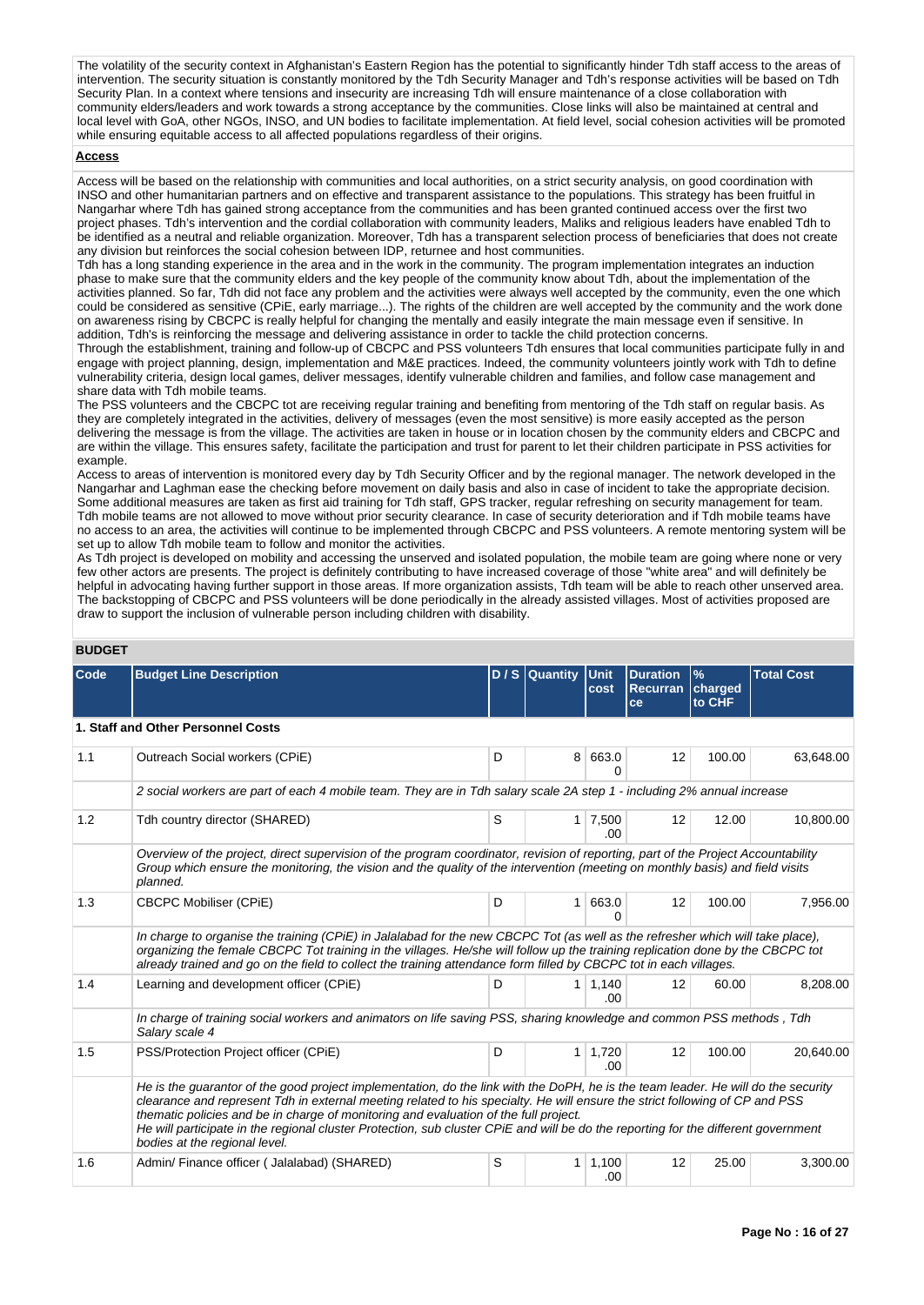The volatility of the security context in Afghanistan's Eastern Region has the potential to significantly hinder Tdh staff access to the areas of intervention. The security situation is constantly monitored by the Tdh Security Manager and Tdh's response activities will be based on Tdh Security Plan. In a context where tensions and insecurity are increasing Tdh will ensure maintenance of a close collaboration with community elders/leaders and work towards a strong acceptance by the communities. Close links will also be maintained at central and local level with GoA, other NGOs, INSO, and UN bodies to facilitate implementation. At field level, social cohesion activities will be promoted while ensuring equitable access to all affected populations regardless of their origins.

**Access**

Access will be based on the relationship with communities and local authorities, on a strict security analysis, on good coordination with INSO and other humanitarian partners and on effective and transparent assistance to the populations. This strategy has been fruitful in Nangarhar where Tdh has gained strong acceptance from the communities and has been granted continued access over the first two project phases. Tdh's intervention and the cordial collaboration with community leaders, Maliks and religious leaders have enabled Tdh to be identified as a neutral and reliable organization. Moreover, Tdh has a transparent selection process of beneficiaries that does not create any division but reinforces the social cohesion between IDP, returnee and host communities.
Tdh has a long standing experience in the area and in the work in the community. The program implementation integrates an induction phase to make sure that the community elders and the key people of the community know about Tdh, about the implementation of the activities planned. So far, Tdh did not face any problem and the activities were always well accepted by the community, even the one which could be considered as sensitive (CPiE, early marriage...). The rights of the children are well accepted by the community and the work done on awareness rising by CBCPC is really helpful for changing the mentally and easily integrate the main message even if sensitive. In addition, Tdh's is reinforcing the message and delivering assistance in order to tackle the child protection concerns.
Through the establishment, training and follow-up of CBCPC and PSS volunteers Tdh ensures that local communities participate fully in and engage with project planning, design, implementation and M&E practices. Indeed, the community volunteers jointly work with Tdh to define vulnerability criteria, design local games, deliver messages, identify vulnerable children and families, and follow case management and share data with Tdh mobile teams.
The PSS volunteers and the CBCPC tot are receiving regular training and benefiting from mentoring of the Tdh staff on regular basis. As they are completely integrated in the activities, delivery of messages (even the most sensitive) is more easily accepted as the person delivering the message is from the village. The activities are taken in house or in location chosen by the community elders and CBCPC and are within the village. This ensures safety, facilitate the participation and trust for parent to let their children participate in PSS activities for example.
Access to areas of intervention is monitored every day by Tdh Security Officer and by the regional manager. The network developed in the Nangarhar and Laghman ease the checking before movement on daily basis and also in case of incident to take the appropriate decision. Some additional measures are taken as first aid training for Tdh staff, GPS tracker, regular refreshing on security management for team. Tdh mobile teams are not allowed to move without prior security clearance. In case of security deterioration and if Tdh mobile teams have no access to an area, the activities will continue to be implemented through CBCPC and PSS volunteers. A remote mentoring system will be set up to allow Tdh mobile team to follow and monitor the activities.
As Tdh project is developed on mobility and accessing the unserved and isolated population, the mobile team are going where none or very few other actors are presents. The project is definitely contributing to have increased coverage of those "white area" and will definitely be helpful in advocating having further support in those areas. If more organization assists, Tdh team will be able to reach other unserved area. The backstopping of CBCPC and PSS volunteers will be done periodically in the already assisted villages. Most of activities proposed are draw to support the inclusion of vulnerable person including children with disability.

## BUDGET

| Code | Budget Line Description | D / S | Quantity | Unit cost | Duration Recurrance | % charged to CHF | Total Cost |
|---|---|---|---|---|---|---|---|
| **1. Staff and Other Personnel Costs** | | | | | | | |
| 1.1 | Outreach Social workers (CPiE) | D | 8 | 663.00 | 12 | 100.00 | 63,648.00 |
| | *2 social workers are part of each 4 mobile team. They are in Tdh salary scale 2A step 1 - including 2% annual increase* | | | | | | |
| 1.2 | Tdh country director (SHARED) | S | 1 | 7,500.00 | 12 | 12.00 | 10,800.00 |
| | *Overview of the project, direct supervision of the program coordinator, revision of reporting, part of the Project Accountability Group which ensure the monitoring, the vision and the quality of the intervention (meeting on monthly basis) and field visits planned.* | | | | | | |
| 1.3 | CBCPC Mobiliser (CPiE) | D | 1 | 663.00 | 12 | 100.00 | 7,956.00 |
| | *In charge to organise the training (CPiE) in Jalalabad for the new CBCPC Tot (as well as the refresher which will take place), organizing the female CBCPC Tot training in the villages. He/she will follow up the training replication done by the CBCPC tot already trained and go on the field to collect the training attendance form filled by CBCPC tot in each villages.* | | | | | | |
| 1.4 | Learning and development officer (CPiE) | D | 1 | 1,140.00 | 12 | 60.00 | 8,208.00 |
| | *In charge of training social workers and animators on life saving PSS, sharing knowledge and common PSS methods , Tdh Salary scale 4* | | | | | | |
| 1.5 | PSS/Protection Project officer (CPiE) | D | 1 | 1,720.00 | 12 | 100.00 | 20,640.00 |
| | *He is the guarantor of the good project implementation, do the link with the DoPH, he is the team leader. He will do the security clearance and represent Tdh in external meeting related to his specialty. He will ensure the strict following of CP and PSS thematic policies and be in charge of monitoring and evaluation of the full project. He will participate in the regional cluster Protection, sub cluster CPiE and will be do the reporting for the different government bodies at the regional level.* | | | | | | |
| 1.6 | Admin/ Finance officer ( Jalalabad) (SHARED) | S | 1 | 1,100.00 | 12 | 25.00 | 3,300.00 |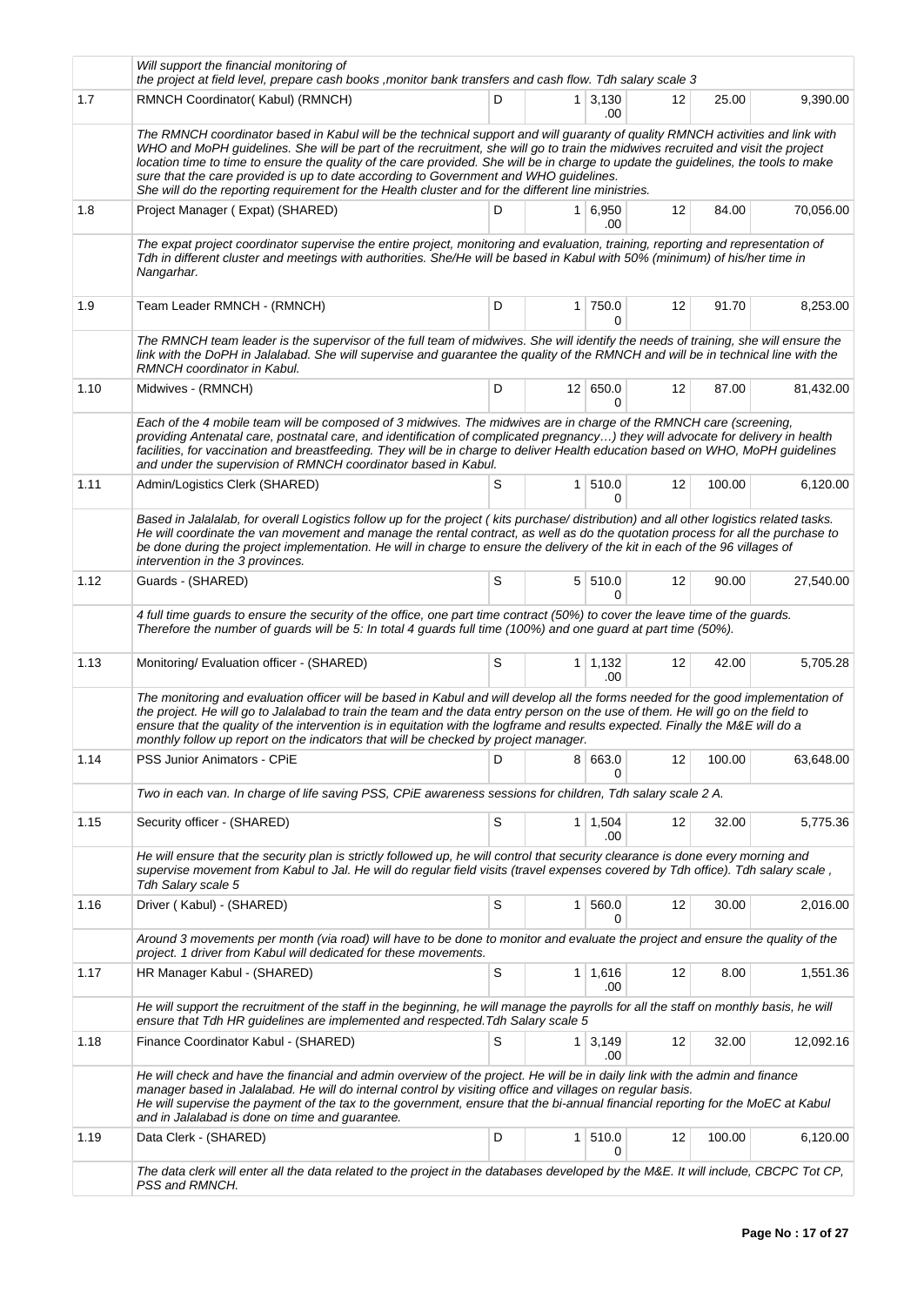| | | | | | | | |
|---|---|---|---|---|---|---|---|
| | *Will support the financial monitoring of the project at field level, prepare cash books ,monitor bank transfers and cash flow. Tdh salary scale 3* | | | | | | |
| 1.7 | RMNCH Coordinator( Kabul) (RMNCH) | D | 1 | 3,130.00 | 12 | 25.00 | 9,390.00 |
| | *The RMNCH coordinator based in Kabul will be the technical support and will guaranty of quality RMNCH activities and link with WHO and MoPH guidelines. She will be part of the recruitment, she will go to train the midwives recruited and visit the project location time to time to ensure the quality of the care provided. She will be in charge to update the guidelines, the tools to make sure that the care provided is up to date according to Government and WHO guidelines. She will do the reporting requirement for the Health cluster and for the different line ministries.* | | | | | | |
| 1.8 | Project Manager ( Expat) (SHARED) | D | 1 | 6,950.00 | 12 | 84.00 | 70,056.00 |
| | *The expat project coordinator supervise the entire project, monitoring and evaluation, training, reporting and representation of Tdh in different cluster and meetings with authorities. She/He will be based in Kabul with 50% (minimum) of his/her time in Nangarhar.* | | | | | | |
| 1.9 | Team Leader RMNCH - (RMNCH) | D | 1 | 750.00 | 12 | 91.70 | 8,253.00 |
| | *The RMNCH team leader is the supervisor of the full team of midwives. She will identify the needs of training, she will ensure the link with the DoPH in Jalalabad. She will supervise and guarantee the quality of the RMNCH and will be in technical line with the RMNCH coordinator in Kabul.* | | | | | | |
| 1.10 | Midwives - (RMNCH) | D | 12 | 650.00 | 12 | 87.00 | 81,432.00 |
| | *Each of the 4 mobile team will be composed of 3 midwives. The midwives are in charge of the RMNCH care (screening, providing Antenatal care, postnatal care, and identification of complicated pregnancy…) they will advocate for delivery in health facilities, for vaccination and breastfeeding. They will be in charge to deliver Health education based on WHO, MoPH guidelines and under the supervision of RMNCH coordinator based in Kabul.* | | | | | | |
| 1.11 | Admin/Logistics Clerk (SHARED) | S | 1 | 510.00 | 12 | 100.00 | 6,120.00 |
| | *Based in Jalalalab, for overall Logistics follow up for the project ( kits purchase/ distribution) and all other logistics related tasks. He will coordinate the van movement and manage the rental contract, as well as do the quotation process for all the purchase to be done during the project implementation. He will in charge to ensure the delivery of the kit in each of the 96 villages of intervention in the 3 provinces.* | | | | | | |
| 1.12 | Guards - (SHARED) | S | 5 | 510.00 | 12 | 90.00 | 27,540.00 |
| | *4 full time guards to ensure the security of the office, one part time contract (50%) to cover the leave time of the guards. Therefore the number of guards will be 5: In total 4 guards full time (100%) and one guard at part time (50%).* | | | | | | |
| 1.13 | Monitoring/ Evaluation officer - (SHARED) | S | 1 | 1,132.00 | 12 | 42.00 | 5,705.28 |
| | *The monitoring and evaluation officer will be based in Kabul and will develop all the forms needed for the good implementation of the project. He will go to Jalalabad to train the team and the data entry person on the use of them. He will go on the field to ensure that the quality of the intervention is in equitation with the logframe and results expected. Finally the M&E will do a monthly follow up report on the indicators that will be checked by project manager.* | | | | | | |
| 1.14 | PSS Junior Animators - CPiE | D | 8 | 663.00 | 12 | 100.00 | 63,648.00 |
| | *Two in each van. In charge of life saving PSS, CPiE awareness sessions for children, Tdh salary scale 2 A.* | | | | | | |
| 1.15 | Security officer - (SHARED) | S | 1 | 1,504.00 | 12 | 32.00 | 5,775.36 |
| | *He will ensure that the security plan is strictly followed up, he will control that security clearance is done every morning and supervise movement from Kabul to Jal. He will do regular field visits (travel expenses covered by Tdh office). Tdh salary scale , Tdh Salary scale 5* | | | | | | |
| 1.16 | Driver ( Kabul) - (SHARED) | S | 1 | 560.00 | 12 | 30.00 | 2,016.00 |
| | *Around 3 movements per month (via road) will have to be done to monitor and evaluate the project and ensure the quality of the project. 1 driver from Kabul will dedicated for these movements.* | | | | | | |
| 1.17 | HR Manager Kabul - (SHARED) | S | 1 | 1,616.00 | 12 | 8.00 | 1,551.36 |
| | *He will support the recruitment of the staff in the beginning, he will manage the payrolls for all the staff on monthly basis, he will ensure that Tdh HR guidelines are implemented and respected.Tdh Salary scale 5* | | | | | | |
| 1.18 | Finance Coordinator Kabul - (SHARED) | S | 1 | 3,149.00 | 12 | 32.00 | 12,092.16 |
| | *He will check and have the financial and admin overview of the project. He will be in daily link with the admin and finance manager based in Jalalabad. He will do internal control by visiting office and villages on regular basis. He will supervise the payment of the tax to the government, ensure that the bi-annual financial reporting for the MoEC at Kabul and in Jalalabad is done on time and guarantee.* | | | | | | |
| 1.19 | Data Clerk - (SHARED) | D | 1 | 510.00 | 12 | 100.00 | 6,120.00 |
| | *The data clerk will enter all the data related to the project in the databases developed by the M&E. It will include, CBCPC Tot CP, PSS and RMNCH.* | | | | | | |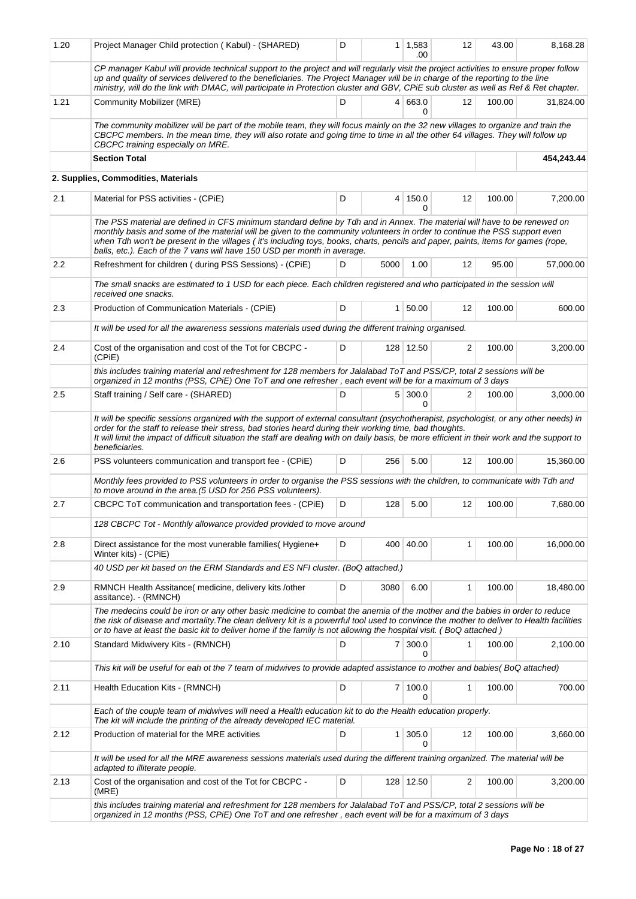| | | | | | | | |
|---|---|---|---|---|---|---|---|
| 1.20 | Project Manager Child protection ( Kabul) - (SHARED) | D | 1 | 1,583.00 | 12 | 43.00 | 8,168.28 |
| | *CP manager Kabul will provide technical support to the project and will regularly visit the project activities to ensure proper follow up and quality of services delivered to the beneficiaries. The Project Manager will be in charge of the reporting to the line ministry, will do the link with DMAC, will participate in Protection cluster and GBV, CPiE sub cluster as well as Ref & Ret chapter.* | | | | | | |
| 1.21 | Community Mobilizer (MRE) | D | 4 | 663.00 | 12 | 100.00 | 31,824.00 |
| | *The community mobilizer will be part of the mobile team, they will focus mainly on the 32 new villages to organize and train the CBCPC members. In the mean time, they will also rotate and going time to time in all the other 64 villages. They will follow up CBCPC training especially on MRE.* | | | | | | |
| | **Section Total** | | | | | | **454,243.44** |
| | **2. Supplies, Commodities, Materials** | | | | | | |
| 2.1 | Material for PSS activities - (CPiE) | D | 4 | 150.00 | 12 | 100.00 | 7,200.00 |
| | *The PSS material are defined in CFS minimum standard define by Tdh and in Annex. The material will have to be renewed on monthly basis and some of the material will be given to the community volunteers in order to continue the PSS support even when Tdh won't be present in the villages ( it's including toys, books, charts, pencils and paper, paints, items for games (rope, balls, etc.). Each of the 7 vans will have 150 USD per month in average.* | | | | | | |
| 2.2 | Refreshment for children ( during PSS Sessions) - (CPiE) | D | 5000 | 1.00 | 12 | 95.00 | 57,000.00 |
| | *The small snacks are estimated to 1 USD for each piece. Each children registered and who participated in the session will received one snacks.* | | | | | | |
| 2.3 | Production of Communication Materials - (CPiE) | D | 1 | 50.00 | 12 | 100.00 | 600.00 |
| | *It will be used for all the awareness sessions materials used during the different training organised.* | | | | | | |
| 2.4 | Cost of the organisation and cost of the Tot for CBCPC - (CPiE) | D | 128 | 12.50 | 2 | 100.00 | 3,200.00 |
| | *this includes training material and refreshment for 128 members for Jalalabad ToT and PSS/CP, total 2 sessions will be organized in 12 months (PSS, CPiE) One ToT and one refresher , each event will be for a maximum of 3 days* | | | | | | |
| 2.5 | Staff training / Self care - (SHARED) | D | 5 | 300.00 | 2 | 100.00 | 3,000.00 |
| | *It will be specific sessions organized with the support of external consultant (psychotherapist, psychologist, or any other needs) in order for the staff to release their stress, bad stories heard during their working time, bad thoughts. It will limit the impact of difficult situation the staff are dealing with on daily basis, be more efficient in their work and the support to beneficiaries.* | | | | | | |
| 2.6 | PSS volunteers communication and transport fee - (CPiE) | D | 256 | 5.00 | 12 | 100.00 | 15,360.00 |
| | *Monthly fees provided to PSS volunteers in order to organise the PSS sessions with the children, to communicate with Tdh and to move around in the area.(5 USD for 256 PSS volunteers).* | | | | | | |
| 2.7 | CBCPC ToT communication and transportation fees - (CPiE) | D | 128 | 5.00 | 12 | 100.00 | 7,680.00 |
| | *128 CBCPC Tot - Monthly allowance provided provided to move around* | | | | | | |
| 2.8 | Direct assistance for the most vunerable families( Hygiene+ Winter kits) - (CPiE) | D | 400 | 40.00 | 1 | 100.00 | 16,000.00 |
| | *40 USD per kit based on the ERM Standards and ES NFI cluster. (BoQ attached.)* | | | | | | |
| 2.9 | RMNCH Health Assitance( medicine, delivery kits /other assitance). - (RMNCH) | D | 3080 | 6.00 | 1 | 100.00 | 18,480.00 |
| | *The medecins could be iron or any other basic medicine to combat the anemia of the mother and the babies in order to reduce the risk of disease and mortality.The clean delivery kit is a powerrful tool used to convince the mother to deliver to Health facilities or to have at least the basic kit to deliver home if the family is not allowing the hospital visit. ( BoQ attached )* | | | | | | |
| 2.10 | Standard Midwivery Kits - (RMNCH) | D | 7 | 300.00 | 1 | 100.00 | 2,100.00 |
| | *This kit will be useful for eah ot the 7 team of midwives to provide adapted assistance to mother and babies( BoQ attached)* | | | | | | |
| 2.11 | Health Education Kits - (RMNCH) | D | 7 | 100.00 | 1 | 100.00 | 700.00 |
| | *Each of the couple team of midwives will need a Health education kit to do the Health education properly. The kit will include the printing of the already developed IEC material.* | | | | | | |
| 2.12 | Production of material for the MRE activities | D | 1 | 305.00 | 12 | 100.00 | 3,660.00 |
| | *It will be used for all the MRE awareness sessions materials used during the different training organized. The material will be adapted to illiterate people.* | | | | | | |
| 2.13 | Cost of the organisation and cost of the Tot for CBCPC - (MRE) | D | 128 | 12.50 | 2 | 100.00 | 3,200.00 |
| | *this includes training material and refreshment for 128 members for Jalalabad ToT and PSS/CP, total 2 sessions will be organized in 12 months (PSS, CPiE) One ToT and one refresher , each event will be for a maximum of 3 days* | | | | | | |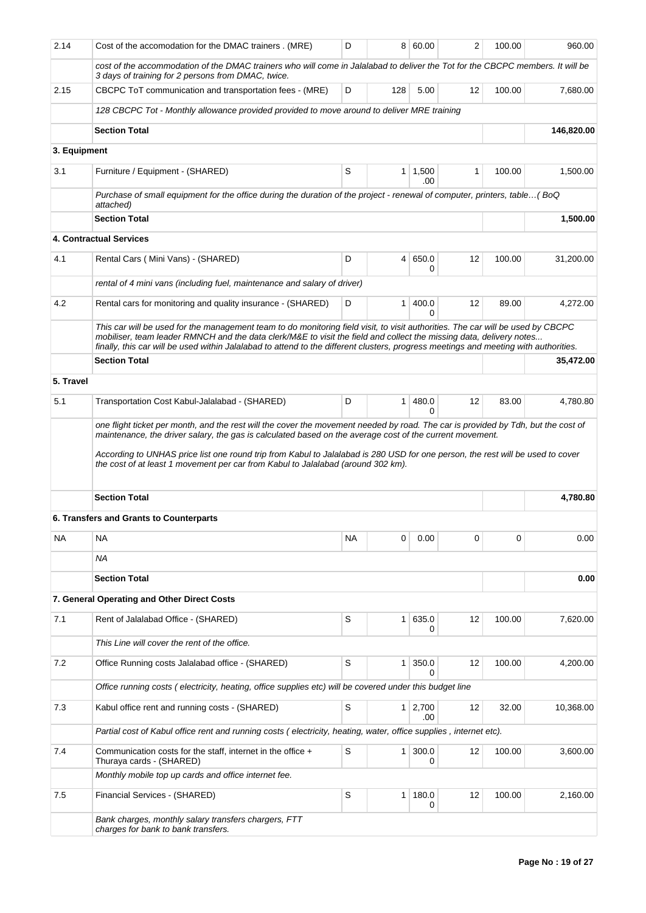| | | | | | | | |
|---|---|---|---|---|---|---|---|
| 2.14 | Cost of the accomodation for the DMAC trainers . (MRE) | D | 8 | 60.00 | 2 | 100.00 | 960.00 |
| | *cost of the accommodation of the DMAC trainers who will come in Jalalabad to deliver the Tot for the CBCPC members. It will be 3 days of training for 2 persons from DMAC, twice.* | | | | | | |
| 2.15 | CBCPC ToT communication and transportation fees - (MRE) | D | 128 | 5.00 | 12 | 100.00 | 7,680.00 |
| | *128 CBCPC Tot - Monthly allowance provided provided to move around to deliver MRE training* | | | | | | |
| | **Section Total** | | | | | | **146,820.00** |
| **3. Equipment** | | | | | | | |
| 3.1 | Furniture / Equipment - (SHARED) | S | 1 | 1,500.00 | 1 | 100.00 | 1,500.00 |
| | *Purchase of small equipment for the office during the duration of the project - renewal of computer, printers, table…( BoQ attached)* | | | | | | |
| | **Section Total** | | | | | | **1,500.00** |
| | **4. Contractual Services** | | | | | | |
| 4.1 | Rental Cars ( Mini Vans) - (SHARED) | D | 4 | 650.00 | 12 | 100.00 | 31,200.00 |
| | *rental of 4 mini vans (including fuel, maintenance and salary of driver)* | | | | | | |
| 4.2 | Rental cars for monitoring and quality insurance - (SHARED) | D | 1 | 400.00 | 12 | 89.00 | 4,272.00 |
| | *This car will be used for the management team to do monitoring field visit, to visit authorities. The car will be used by CBCPC mobiliser, team leader RMNCH and the data clerk/M&E to visit the field and collect the missing data, delivery notes… finally, this car will be used within Jalalabad to attend to the different clusters, progress meetings and meeting with authorities.* | | | | | | |
| | **Section Total** | | | | | | **35,472.00** |
| **5. Travel** | | | | | | | |
| 5.1 | Transportation Cost Kabul-Jalalabad - (SHARED) | D | 1 | 480.00 | 12 | 83.00 | 4,780.80 |
| | *one flight ticket per month, and the rest will the cover the movement needed by road. The car is provided by Tdh, but the cost of maintenance, the driver salary, the gas is calculated based on the average cost of the current movement. According to UNHAS price list one round trip from Kabul to Jalalabad is 280 USD for one person, the rest will be used to cover the cost of at least 1 movement per car from Kabul to Jalalabad (around 302 km).* | | | | | | |
| | **Section Total** | | | | | | **4,780.80** |
| | **6. Transfers and Grants to Counterparts** | | | | | | |
| NA | NA | NA | 0 | 0.00 | 0 | 0 | 0.00 |
| | *NA* | | | | | | |
| | **Section Total** | | | | | | **0.00** |
| | **7. General Operating and Other Direct Costs** | | | | | | |
| 7.1 | Rent of Jalalabad Office - (SHARED) | S | 1 | 635.00 | 12 | 100.00 | 7,620.00 |
| | *This Line will cover the rent of the office.* | | | | | | |
| 7.2 | Office Running costs Jalalabad office - (SHARED) | S | 1 | 350.00 | 12 | 100.00 | 4,200.00 |
| | *Office running costs ( electricity, heating, office supplies etc) will be covered under this budget line* | | | | | | |
| 7.3 | Kabul office rent and running costs - (SHARED) | S | 1 | 2,700.00 | 12 | 32.00 | 10,368.00 |
| | *Partial cost of Kabul office rent and running costs ( electricity, heating, water, office supplies , internet etc).* | | | | | | |
| 7.4 | Communication costs for the staff, internet in the office + Thuraya cards - (SHARED) | S | 1 | 300.00 | 12 | 100.00 | 3,600.00 |
| | *Monthly mobile top up cards and office internet fee.* | | | | | | |
| 7.5 | Financial Services - (SHARED) | S | 1 | 180.00 | 12 | 100.00 | 2,160.00 |
| | *Bank charges, monthly salary transfers chargers, FTT charges for bank to bank transfers.* | | | | | | |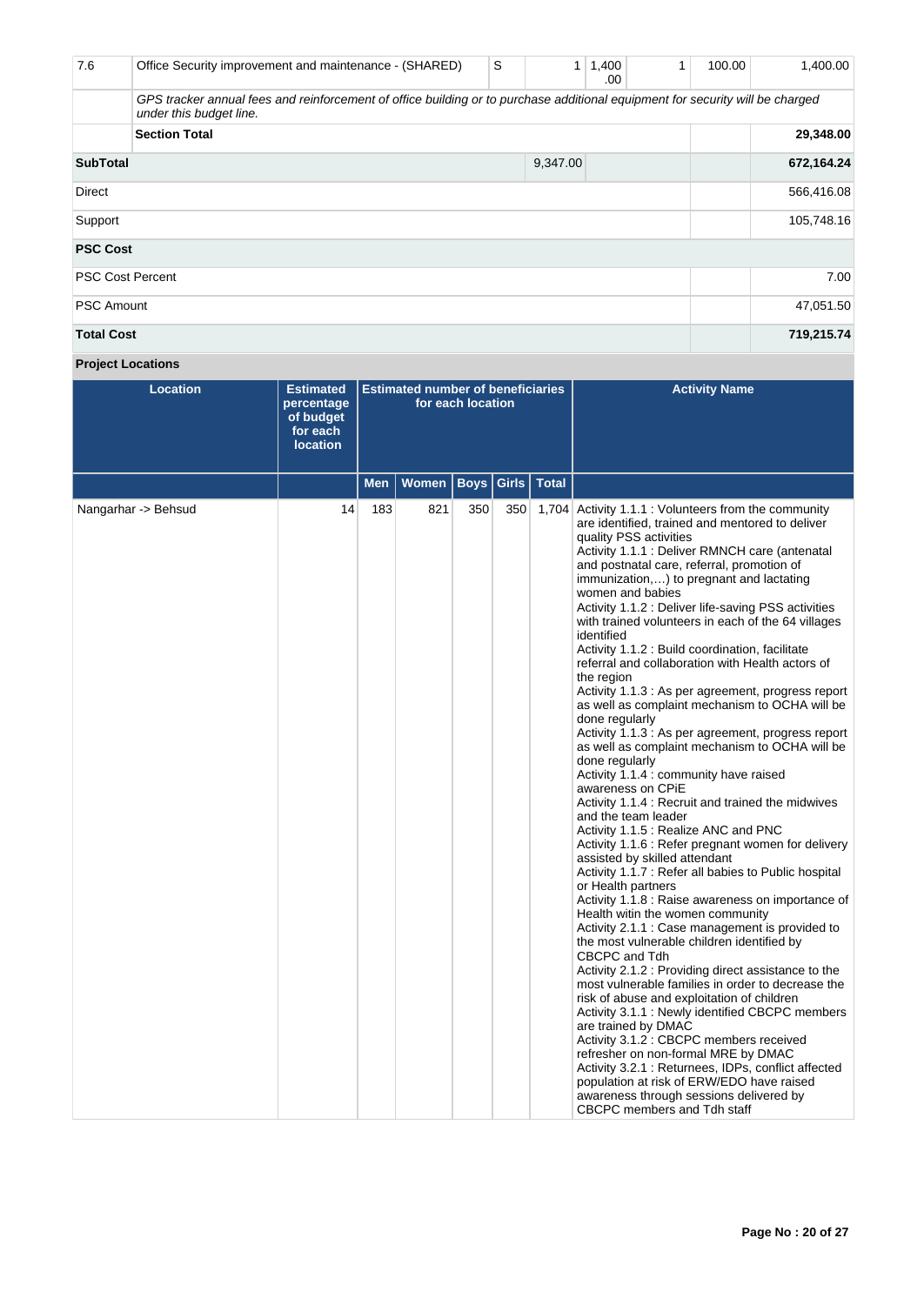| 7.6 | Office Security improvement and maintenance - (SHARED) | S | 1 | 1,400.00 | 1 | 100.00 | 1,400.00 |
|---|---|---|---|---|---|---|---|
| | *GPS tracker annual fees and reinforcement of office building or to purchase additional equipment for security will be charged under this budget line.* | | | | | | |
| | **Section Total** | | | | | | **29,348.00** |
| **SubTotal** | | | 9,347.00 | | | | **672,164.24** |
| Direct | | | | | | | 566,416.08 |
| Support | | | | | | | 105,748.16 |
| **PSC Cost** | | | | | | | |
| PSC Cost Percent | | | | | | | 7.00 |
| PSC Amount | | | | | | | 47,051.50 |
| **Total Cost** | | | | | | | **719,215.74** |

**Project Locations**

| Location | Estimated percentage of budget for each location | Estimated number of beneficiaries for each location | | | | | Activity Name |
|---|---|---|---|---|---|---|---|
| | | Men | Women | Boys | Girls | Total | |
| Nangarhar -> Behsud | 14 | 183 | 821 | 350 | 350 | 1,704 | Activity 1.1.1 : Volunteers from the community are identified, trained and mentored to deliver quality PSS activities<br>Activity 1.1.1 : Deliver RMNCH care (antenatal and postnatal care, referral, promotion of immunization,…) to pregnant and lactating women and babies<br>Activity 1.1.2 : Deliver life-saving PSS activities with trained volunteers in each of the 64 villages identified<br>Activity 1.1.2 : Build coordination, facilitate referral and collaboration with Health actors of the region<br>Activity 1.1.3 : As per agreement, progress report as well as complaint mechanism to OCHA will be done regularly<br>Activity 1.1.3 : As per agreement, progress report as well as complaint mechanism to OCHA will be done regularly<br>Activity 1.1.4 : community have raised awareness on CPiE<br>Activity 1.1.4 : Recruit and trained the midwives and the team leader<br>Activity 1.1.5 : Realize ANC and PNC<br>Activity 1.1.6 : Refer pregnant women for delivery assisted by skilled attendant<br>Activity 1.1.7 : Refer all babies to Public hospital or Health partners<br>Activity 1.1.8 : Raise awareness on importance of Health witin the women community<br>Activity 2.1.1 : Case management is provided to the most vulnerable children identified by CBCPC and Tdh<br>Activity 2.1.2 : Providing direct assistance to the most vulnerable families in order to decrease the risk of abuse and exploitation of children<br>Activity 3.1.1 : Newly identified CBCPC members are trained by DMAC<br>Activity 3.1.2 : CBCPC members received refresher on non-formal MRE by DMAC<br>Activity 3.2.1 : Returnees, IDPs, conflict affected population at risk of ERW/EDO have raised awareness through sessions delivered by CBCPC members and Tdh staff |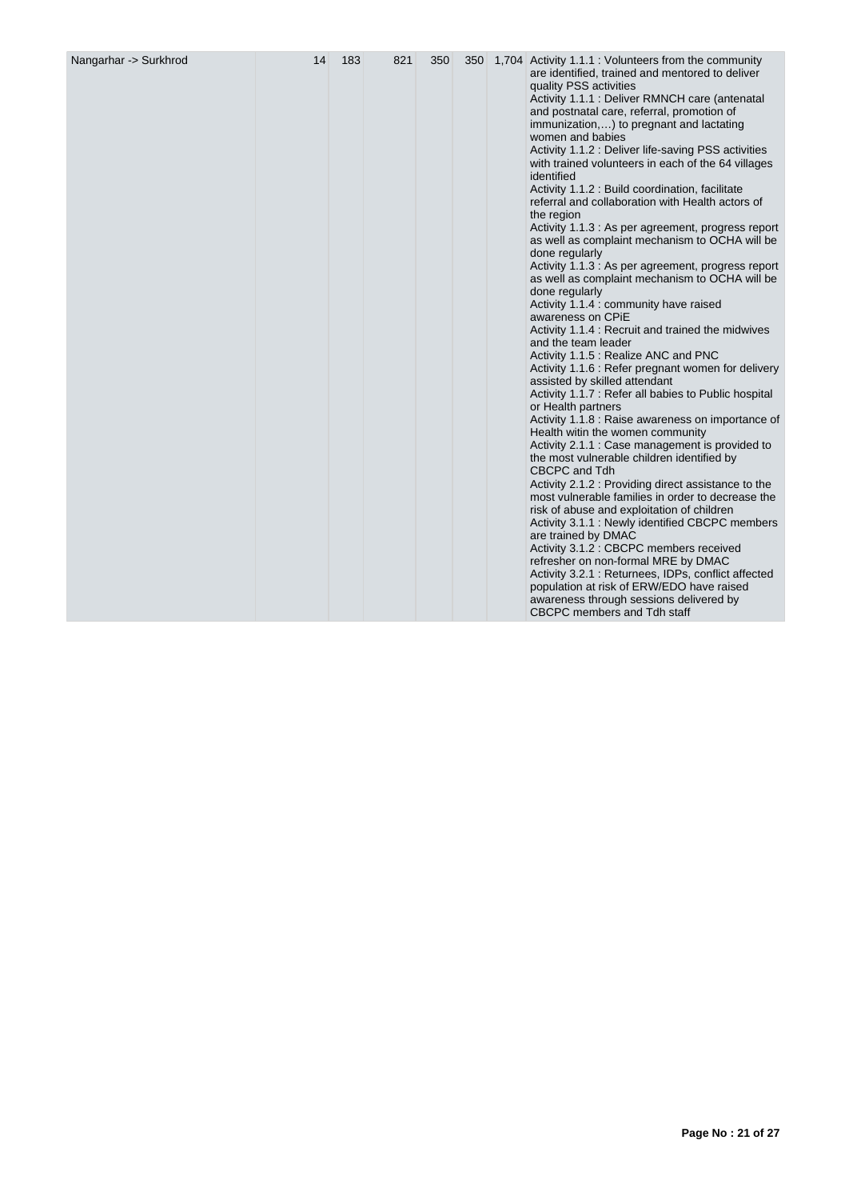| Nangarhar -> Surkhrod | 14 | 183 | 821 | 350 | 350 | 1,704 | Activity 1.1.1 : Volunteers from the community are identified, trained and mentored to deliver quality PSS activities<br>Activity 1.1.1 : Deliver RMNCH care (antenatal and postnatal care, referral, promotion of immunization,…) to pregnant and lactating women and babies<br>Activity 1.1.2 : Deliver life-saving PSS activities with trained volunteers in each of the 64 villages identified<br>Activity 1.1.2 : Build coordination, facilitate referral and collaboration with Health actors of the region<br>Activity 1.1.3 : As per agreement, progress report as well as complaint mechanism to OCHA will be done regularly<br>Activity 1.1.3 : As per agreement, progress report as well as complaint mechanism to OCHA will be done regularly<br>Activity 1.1.4 : community have raised awareness on CPiE<br>Activity 1.1.4 : Recruit and trained the midwives and the team leader<br>Activity 1.1.5 : Realize ANC and PNC<br>Activity 1.1.6 : Refer pregnant women for delivery assisted by skilled attendant<br>Activity 1.1.7 : Refer all babies to Public hospital or Health partners<br>Activity 1.1.8 : Raise awareness on importance of Health witin the women community<br>Activity 2.1.1 : Case management is provided to the most vulnerable children identified by CBCPC and Tdh<br>Activity 2.1.2 : Providing direct assistance to the most vulnerable families in order to decrease the risk of abuse and exploitation of children<br>Activity 3.1.1 : Newly identified CBCPC members are trained by DMAC<br>Activity 3.1.2 : CBCPC members received refresher on non-formal MRE by DMAC<br>Activity 3.2.1 : Returnees, IDPs, conflict affected population at risk of ERW/EDO have raised awareness through sessions delivered by CBCPC members and Tdh staff |
|---|---|---|---|---|---|---|---|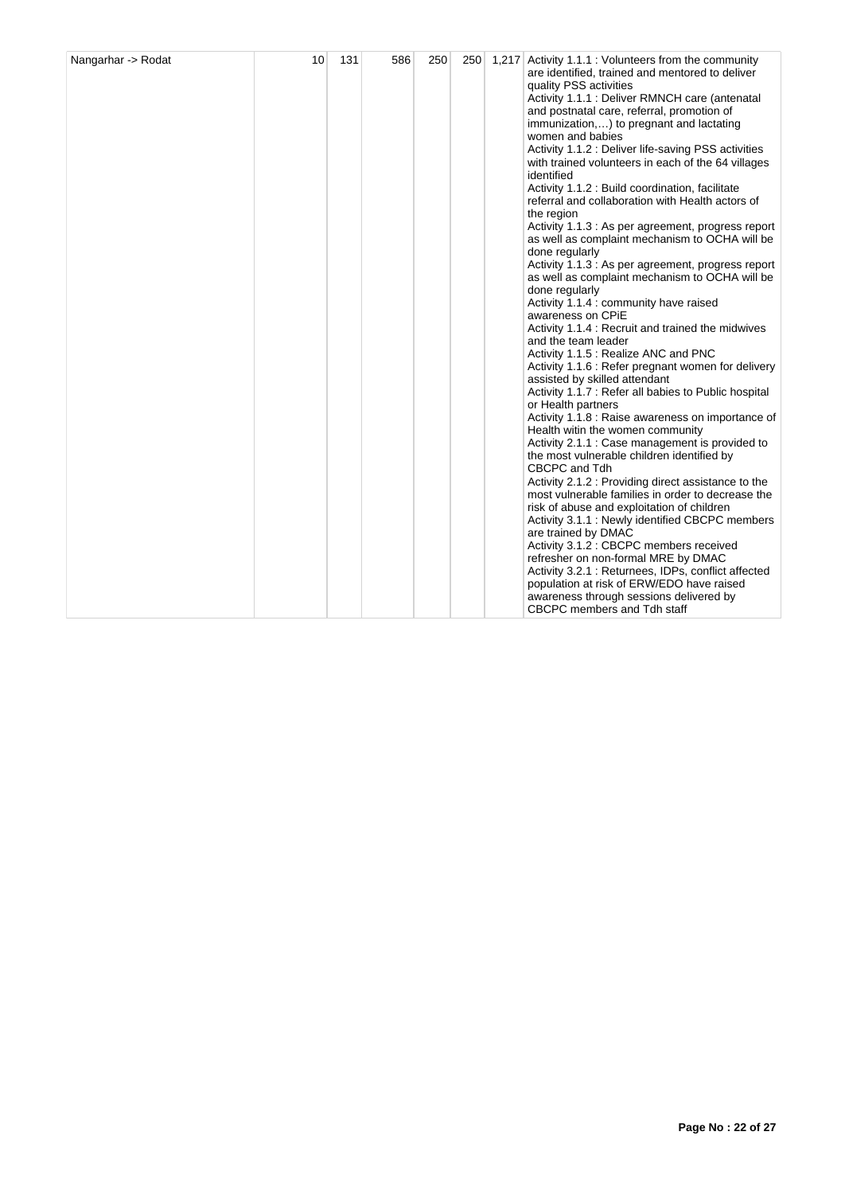| | | | | | | | |
|---|---|---|---|---|---|---|---|
| Nangarhar -> Rodat | 10 | 131 | 586 | 250 | 250 | 1,217 | Activity 1.1.1 : Volunteers from the community are identified, trained and mentored to deliver quality PSS activities<br>Activity 1.1.1 : Deliver RMNCH care (antenatal and postnatal care, referral, promotion of immunization,…) to pregnant and lactating women and babies<br>Activity 1.1.2 : Deliver life-saving PSS activities with trained volunteers in each of the 64 villages identified<br>Activity 1.1.2 : Build coordination, facilitate referral and collaboration with Health actors of the region<br>Activity 1.1.3 : As per agreement, progress report as well as complaint mechanism to OCHA will be done regularly<br>Activity 1.1.3 : As per agreement, progress report as well as complaint mechanism to OCHA will be done regularly<br>Activity 1.1.4 : community have raised awareness on CPiE<br>Activity 1.1.4 : Recruit and trained the midwives and the team leader<br>Activity 1.1.5 : Realize ANC and PNC<br>Activity 1.1.6 : Refer pregnant women for delivery assisted by skilled attendant<br>Activity 1.1.7 : Refer all babies to Public hospital or Health partners<br>Activity 1.1.8 : Raise awareness on importance of Health witin the women community<br>Activity 2.1.1 : Case management is provided to the most vulnerable children identified by CBCPC and Tdh<br>Activity 2.1.2 : Providing direct assistance to the most vulnerable families in order to decrease the risk of abuse and exploitation of children<br>Activity 3.1.1 : Newly identified CBCPC members are trained by DMAC<br>Activity 3.1.2 : CBCPC members received refresher on non-formal MRE by DMAC<br>Activity 3.2.1 : Returnees, IDPs, conflict affected population at risk of ERW/EDO have raised awareness through sessions delivered by CBCPC members and Tdh staff |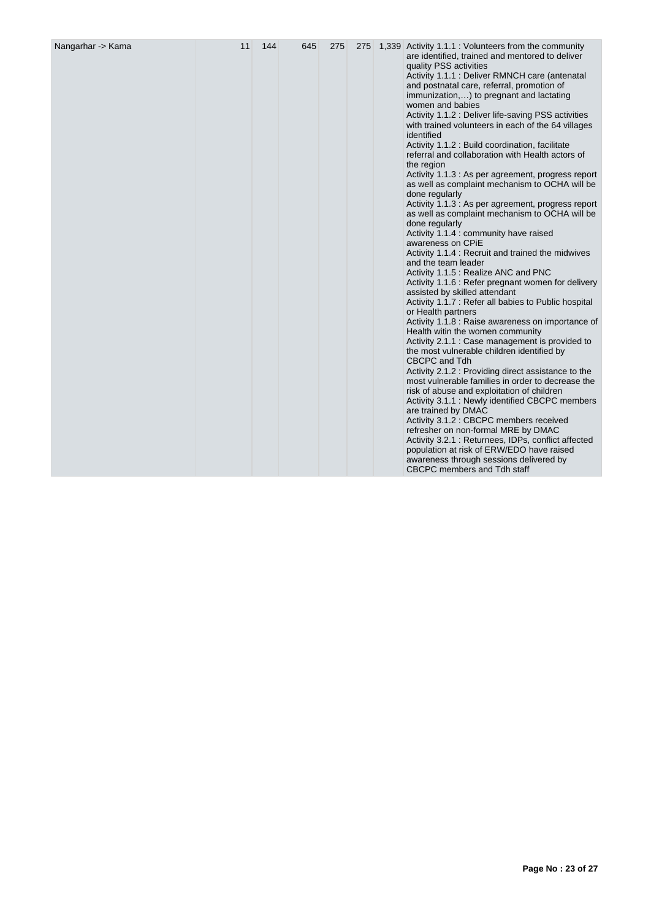| | | | | | | | |
|---|---|---|---|---|---|---|---|
| Nangarhar -> Kama | 11 | 144 | 645 | 275 | 275 | 1,339 | Activity 1.1.1 : Volunteers from the community are identified, trained and mentored to deliver quality PSS activities<br>Activity 1.1.1 : Deliver RMNCH care (antenatal and postnatal care, referral, promotion of immunization,…) to pregnant and lactating women and babies<br>Activity 1.1.2 : Deliver life-saving PSS activities with trained volunteers in each of the 64 villages identified<br>Activity 1.1.2 : Build coordination, facilitate referral and collaboration with Health actors of the region<br>Activity 1.1.3 : As per agreement, progress report as well as complaint mechanism to OCHA will be done regularly<br>Activity 1.1.3 : As per agreement, progress report as well as complaint mechanism to OCHA will be done regularly<br>Activity 1.1.4 : community have raised awareness on CPiE<br>Activity 1.1.4 : Recruit and trained the midwives and the team leader<br>Activity 1.1.5 : Realize ANC and PNC<br>Activity 1.1.6 : Refer pregnant women for delivery assisted by skilled attendant<br>Activity 1.1.7 : Refer all babies to Public hospital or Health partners<br>Activity 1.1.8 : Raise awareness on importance of Health witin the women community<br>Activity 2.1.1 : Case management is provided to the most vulnerable children identified by CBCPC and Tdh<br>Activity 2.1.2 : Providing direct assistance to the most vulnerable families in order to decrease the risk of abuse and exploitation of children<br>Activity 3.1.1 : Newly identified CBCPC members are trained by DMAC<br>Activity 3.1.2 : CBCPC members received refresher on non-formal MRE by DMAC<br>Activity 3.2.1 : Returnees, IDPs, conflict affected population at risk of ERW/EDO have raised awareness through sessions delivered by CBCPC members and Tdh staff |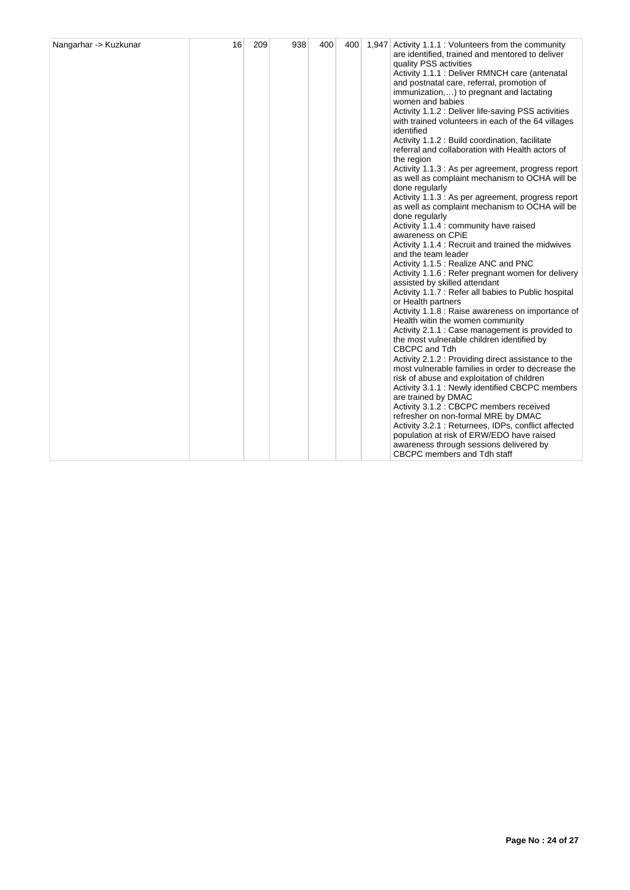| | | | | | | |
|---|---|---|---|---|---|---|
| Nangarhar -> Kuzkunar | 16 | 209 | 938 | 400 | 400 | 1,947 Activity 1.1.1 : Volunteers from the community are identified, trained and mentored to deliver quality PSS activities<br>Activity 1.1.1 : Deliver RMNCH care (antenatal and postnatal care, referral, promotion of immunization,…) to pregnant and lactating women and babies<br>Activity 1.1.2 : Deliver life-saving PSS activities with trained volunteers in each of the 64 villages identified<br>Activity 1.1.2 : Build coordination, facilitate referral and collaboration with Health actors of the region<br>Activity 1.1.3 : As per agreement, progress report as well as complaint mechanism to OCHA will be done regularly<br>Activity 1.1.3 : As per agreement, progress report as well as complaint mechanism to OCHA will be done regularly<br>Activity 1.1.4 : community have raised awareness on CPiE<br>Activity 1.1.4 : Recruit and trained the midwives and the team leader<br>Activity 1.1.5 : Realize ANC and PNC<br>Activity 1.1.6 : Refer pregnant women for delivery assisted by skilled attendant<br>Activity 1.1.7 : Refer all babies to Public hospital or Health partners<br>Activity 1.1.8 : Raise awareness on importance of Health witin the women community<br>Activity 2.1.1 : Case management is provided to the most vulnerable children identified by CBCPC and Tdh<br>Activity 2.1.2 : Providing direct assistance to the most vulnerable families in order to decrease the risk of abuse and exploitation of children<br>Activity 3.1.1 : Newly identified CBCPC members are trained by DMAC<br>Activity 3.1.2 : CBCPC members received refresher on non-formal MRE by DMAC<br>Activity 3.2.1 : Returnees, IDPs, conflict affected population at risk of ERW/EDO have raised awareness through sessions delivered by CBCPC members and Tdh staff |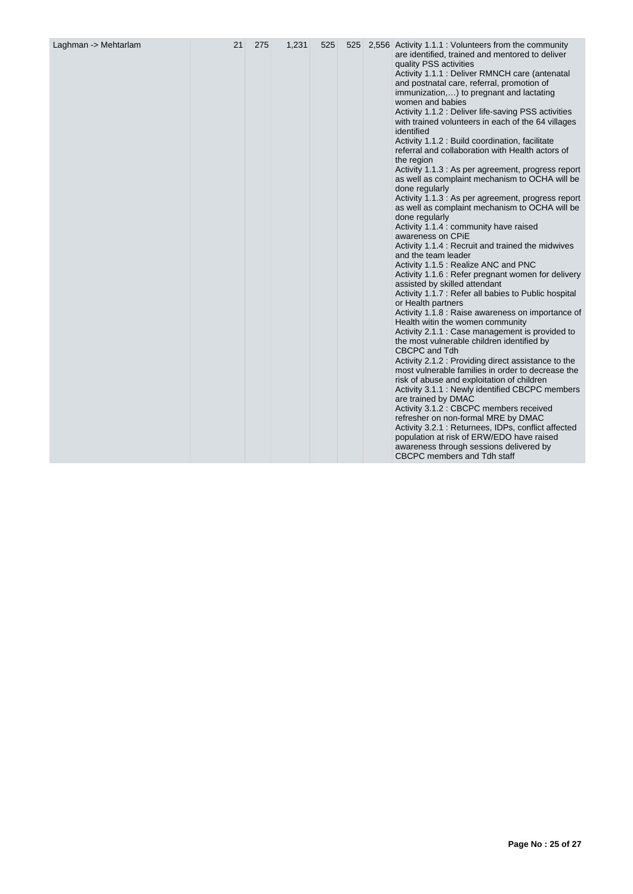| Laghman -> Mehtarlam | 21 | 275 | 1,231 | 525 | 525 | 2,556 | Activity 1.1.1 : Volunteers from the community are identified, trained and mentored to deliver quality PSS activities<br>Activity 1.1.1 : Deliver RMNCH care (antenatal and postnatal care, referral, promotion of immunization,…) to pregnant and lactating women and babies<br>Activity 1.1.2 : Deliver life-saving PSS activities with trained volunteers in each of the 64 villages identified<br>Activity 1.1.2 : Build coordination, facilitate referral and collaboration with Health actors of the region<br>Activity 1.1.3 : As per agreement, progress report as well as complaint mechanism to OCHA will be done regularly<br>Activity 1.1.3 : As per agreement, progress report as well as complaint mechanism to OCHA will be done regularly<br>Activity 1.1.4 : community have raised awareness on CPiE<br>Activity 1.1.4 : Recruit and trained the midwives and the team leader<br>Activity 1.1.5 : Realize ANC and PNC<br>Activity 1.1.6 : Refer pregnant women for delivery assisted by skilled attendant<br>Activity 1.1.7 : Refer all babies to Public hospital or Health partners<br>Activity 1.1.8 : Raise awareness on importance of Health witin the women community<br>Activity 2.1.1 : Case management is provided to the most vulnerable children identified by CBCPC and Tdh<br>Activity 2.1.2 : Providing direct assistance to the most vulnerable families in order to decrease the risk of abuse and exploitation of children<br>Activity 3.1.1 : Newly identified CBCPC members are trained by DMAC<br>Activity 3.1.2 : CBCPC members received refresher on non-formal MRE by DMAC<br>Activity 3.2.1 : Returnees, IDPs, conflict affected population at risk of ERW/EDO have raised awareness through sessions delivered by CBCPC members and Tdh staff |
|---|---|---|---|---|---|---|---|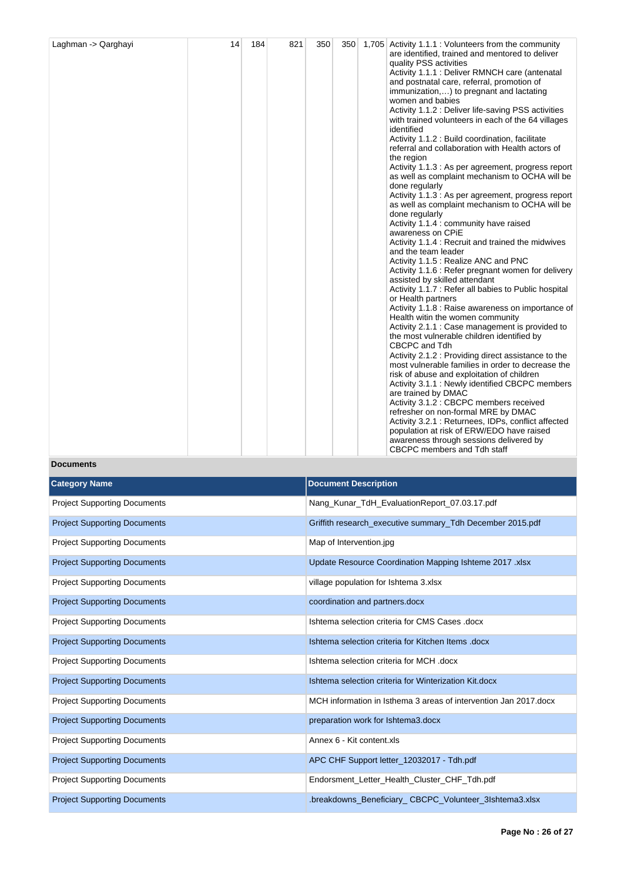| Laghman -> Qarghayi | 14 | 184 | 821 | 350 | 350 | 1,705 | Activity 1.1.1 : Volunteers from the community are identified, trained and mentored to deliver quality PSS activities<br>Activity 1.1.1 : Deliver RMNCH care (antenatal and postnatal care, referral, promotion of immunization,…) to pregnant and lactating women and babies<br>Activity 1.1.2 : Deliver life-saving PSS activities with trained volunteers in each of the 64 villages identified<br>Activity 1.1.2 : Build coordination, facilitate referral and collaboration with Health actors of the region<br>Activity 1.1.3 : As per agreement, progress report as well as complaint mechanism to OCHA will be done regularly<br>Activity 1.1.3 : As per agreement, progress report as well as complaint mechanism to OCHA will be done regularly<br>Activity 1.1.4 : community have raised awareness on CPiE<br>Activity 1.1.4 : Recruit and trained the midwives and the team leader<br>Activity 1.1.5 : Realize ANC and PNC<br>Activity 1.1.6 : Refer pregnant women for delivery assisted by skilled attendant<br>Activity 1.1.7 : Refer all babies to Public hospital or Health partners<br>Activity 1.1.8 : Raise awareness on importance of Health witin the women community<br>Activity 2.1.1 : Case management is provided to the most vulnerable children identified by CBCPC and Tdh<br>Activity 2.1.2 : Providing direct assistance to the most vulnerable families in order to decrease the risk of abuse and exploitation of children<br>Activity 3.1.1 : Newly identified CBCPC members are trained by DMAC<br>Activity 3.1.2 : CBCPC members received refresher on non-formal MRE by DMAC<br>Activity 3.2.1 : Returnees, IDPs, conflict affected population at risk of ERW/EDO have raised awareness through sessions delivered by CBCPC members and Tdh staff |
|---|---|---|---|---|---|---|---|

**Documents**

| Category Name | Document Description |
|---|---|
| Project Supporting Documents | Nang_Kunar_TdH_EvaluationReport_07.03.17.pdf |
| Project Supporting Documents | Griffith research_executive summary_Tdh December 2015.pdf |
| Project Supporting Documents | Map of Intervention.jpg |
| Project Supporting Documents | Update Resource Coordination Mapping Ishteme 2017 .xlsx |
| Project Supporting Documents | village population for Ishtema 3.xlsx |
| Project Supporting Documents | coordination and partners.docx |
| Project Supporting Documents | Ishtema selection criteria for CMS Cases .docx |
| Project Supporting Documents | Ishtema selection criteria for Kitchen Items .docx |
| Project Supporting Documents | Ishtema selection criteria for MCH .docx |
| Project Supporting Documents | Ishtema selection criteria for Winterization Kit.docx |
| Project Supporting Documents | MCH information in Isthema 3 areas of intervention Jan 2017.docx |
| Project Supporting Documents | preparation work for Ishtema3.docx |
| Project Supporting Documents | Annex 6 - Kit content.xls |
| Project Supporting Documents | APC CHF Support letter_12032017 - Tdh.pdf |
| Project Supporting Documents | Endorsment_Letter_Health_Cluster_CHF_Tdh.pdf |
| Project Supporting Documents | .breakdowns_Beneficiary_ CBCPC_Volunteer_3Ishtema3.xlsx |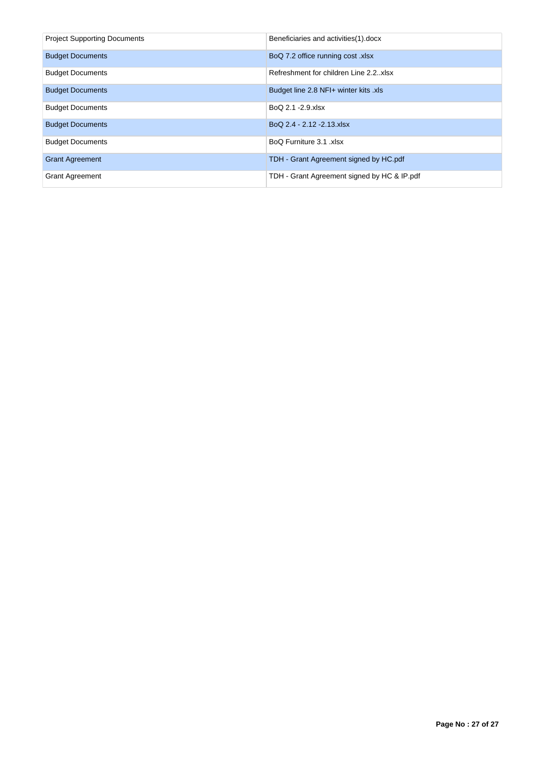| | |
|---|---|
| Project Supporting Documents | Beneficiaries and activities(1).docx |
| Budget Documents | BoQ 7.2 office running cost .xlsx |
| Budget Documents | Refreshment for children Line 2.2..xlsx |
| Budget Documents | Budget line 2.8 NFI+ winter kits .xls |
| Budget Documents | BoQ 2.1 -2.9.xlsx |
| Budget Documents | BoQ 2.4 - 2.12 -2.13.xlsx |
| Budget Documents | BoQ Furniture 3.1 .xlsx |
| Grant Agreement | TDH - Grant Agreement signed by HC.pdf |
| Grant Agreement | TDH - Grant Agreement signed by HC & IP.pdf |